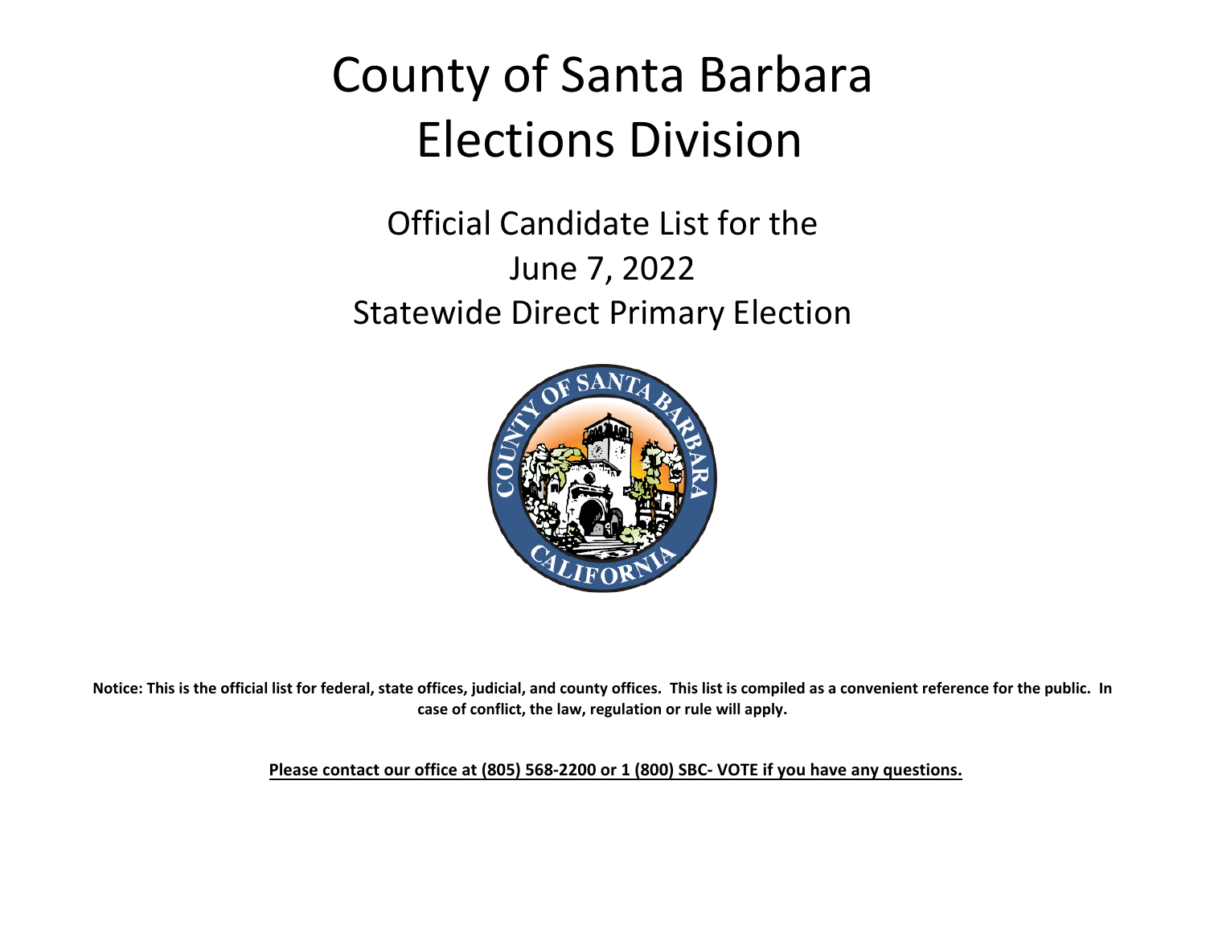# County of Santa Barbara Elections Division

## Official Candidate List for the June 7, 2022 Statewide Direct Primary Election

**Notice: This is the official list for federal, state offices, judicial, and county offices. This list is compiled as a convenient reference for the public. In case of conflict, the law, regulation or rule will apply.**

**Please contact our office at (805) 568-2200 or 1 (800) SBC- VOTE if you have any questions.**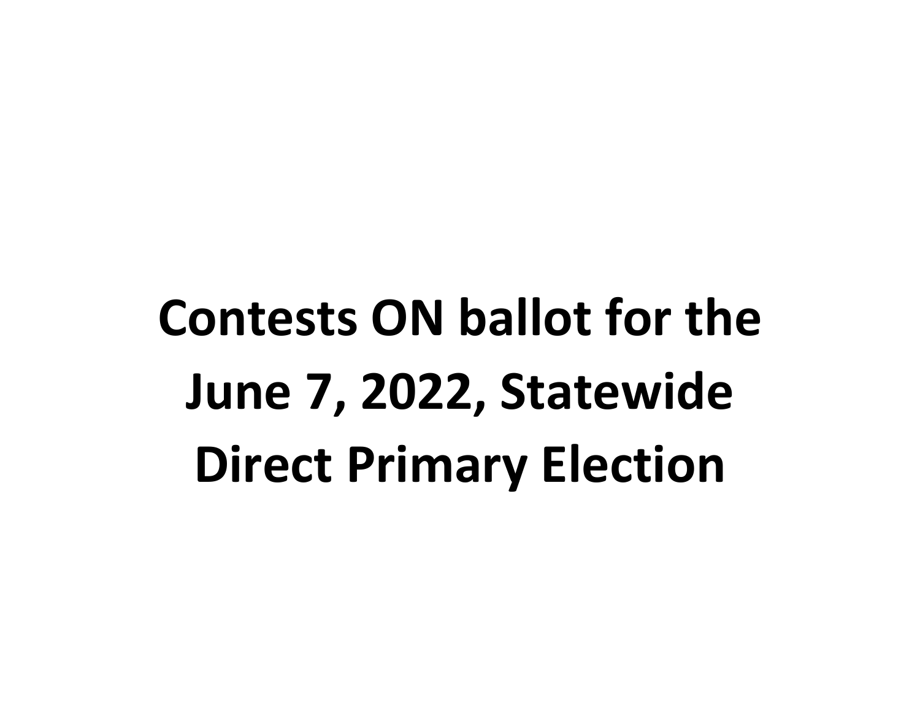# Contests ON ballot for the June 7, 2022, Statewide Direct Primary Election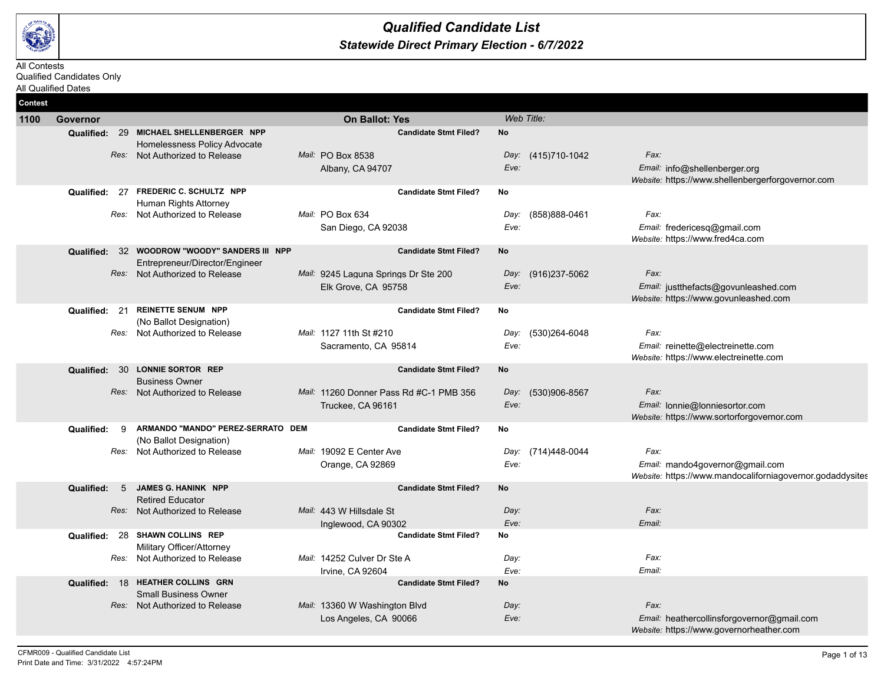# Qualified Candidate List

## Statewide Direct Primary Election - 6/7/2022

All Contests
Qualified Candidates Only
All Qualified Dates

**Contest**

**1100 Governor** — **On Ballot: Yes** — *Web Title:*

| Qualified | Candidate | Candidate Stmt Filed? | Mail | Day / Eve | Fax / Email / Website |
|---|---|---|---|---|---|
| 29 | **MICHAEL SHELLENBERGER NPP**<br>Homelessness Policy Advocate<br>*Res:* Not Authorized to Release | No | PO Box 8538<br>Albany, CA 94707 | *Day:* (415)710-1042<br>*Eve:* | *Fax:*<br>*Email:* info@shellenberger.org<br>*Website:* https://www.shellenbergerforgovernor.com |
| 27 | **FREDERIC C. SCHULTZ NPP**<br>Human Rights Attorney<br>*Res:* Not Authorized to Release | No | PO Box 634<br>San Diego, CA 92038 | *Day:* (858)888-0461<br>*Eve:* | *Fax:*<br>*Email:* fredericesq@gmail.com<br>*Website:* https://www.fred4ca.com |
| 32 | **WOODROW "WOODY" SANDERS III NPP**<br>Entrepreneur/Director/Engineer<br>*Res:* Not Authorized to Release | No | 9245 Laguna Springs Dr Ste 200<br>Elk Grove, CA 95758 | *Day:* (916)237-5062<br>*Eve:* | *Fax:*<br>*Email:* justthefacts@govunleashed.com<br>*Website:* https://www.govunleashed.com |
| 21 | **REINETTE SENUM NPP**<br>(No Ballot Designation)<br>*Res:* Not Authorized to Release | No | 1127 11th St #210<br>Sacramento, CA 95814 | *Day:* (530)264-6048<br>*Eve:* | *Fax:*<br>*Email:* reinette@electreinette.com<br>*Website:* https://www.electreinette.com |
| 30 | **LONNIE SORTOR REP**<br>Business Owner<br>*Res:* Not Authorized to Release | No | 11260 Donner Pass Rd #C-1 PMB 356<br>Truckee, CA 96161 | *Day:* (530)906-8567<br>*Eve:* | *Fax:*<br>*Email:* lonnie@lonniesortor.com<br>*Website:* https://www.sortorforgovernor.com |
| 9 | **ARMANDO "MANDO" PEREZ-SERRATO DEM**<br>(No Ballot Designation)<br>*Res:* Not Authorized to Release | No | 19092 E Center Ave<br>Orange, CA 92869 | *Day:* (714)448-0044<br>*Eve:* | *Fax:*<br>*Email:* mando4governor@gmail.com<br>*Website:* https://www.mandocaliforniagovernor.godaddysites |
| 5 | **JAMES G. HANINK NPP**<br>Retired Educator<br>*Res:* Not Authorized to Release | No | 443 W Hillsdale St<br>Inglewood, CA 90302 | *Day:*<br>*Eve:* | *Fax:*<br>*Email:* |
| 28 | **SHAWN COLLINS REP**<br>Military Officer/Attorney<br>*Res:* Not Authorized to Release | No | 14252 Culver Dr Ste A<br>Irvine, CA 92604 | *Day:*<br>*Eve:* | *Fax:*<br>*Email:* |
| 18 | **HEATHER COLLINS GRN**<br>Small Business Owner<br>*Res:* Not Authorized to Release | No | 13360 W Washington Blvd<br>Los Angeles, CA 90066 | *Day:*<br>*Eve:* | *Fax:*<br>*Email:* heathercollinsforgovernor@gmail.com<br>*Website:* https://www.governorheather.com |

CFMR009 - Qualified Candidate List
Print Date and Time: 3/31/2022 4:57:24PM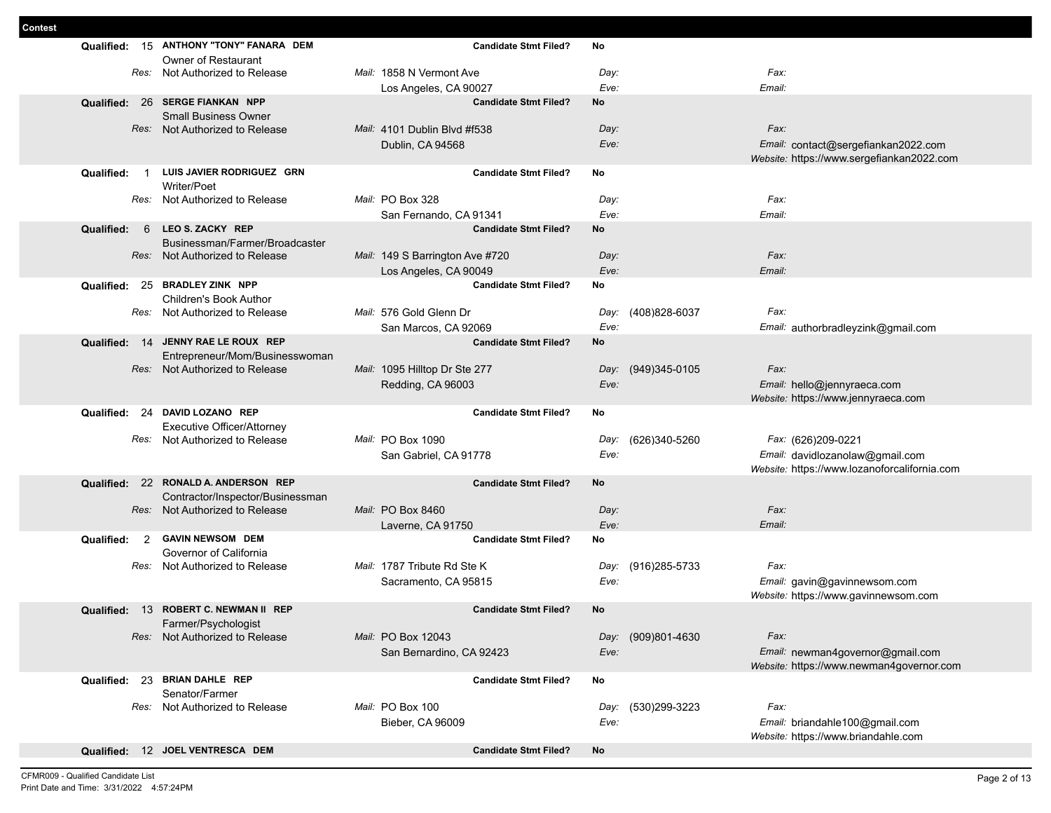**Contest**

**Qualified: 15 ANTHONY "TONY" FANARA DEM** — **Candidate Stmt Filed?** No
Owner of Restaurant
*Res:* Not Authorized to Release
*Mail:* 1858 N Vermont Ave, Los Angeles, CA 90027
*Day:*
*Eve:*
*Fax:*
*Email:*

**Qualified: 26 SERGE FIANKAN NPP** — **Candidate Stmt Filed?** No
Small Business Owner
*Res:* Not Authorized to Release
*Mail:* 4101 Dublin Blvd #f538, Dublin, CA 94568
*Day:*
*Eve:*
*Fax:*
*Email:* contact@sergefiankan2022.com
*Website:* https://www.sergefiankan2022.com

**Qualified: 1 LUIS JAVIER RODRIGUEZ GRN** — **Candidate Stmt Filed?** No
Writer/Poet
*Res:* Not Authorized to Release
*Mail:* PO Box 328, San Fernando, CA 91341
*Day:*
*Eve:*
*Fax:*
*Email:*

**Qualified: 6 LEO S. ZACKY REP** — **Candidate Stmt Filed?** No
Businessman/Farmer/Broadcaster
*Res:* Not Authorized to Release
*Mail:* 149 S Barrington Ave #720, Los Angeles, CA 90049
*Day:*
*Eve:*
*Fax:*
*Email:*

**Qualified: 25 BRADLEY ZINK NPP** — **Candidate Stmt Filed?** No
Children's Book Author
*Res:* Not Authorized to Release
*Mail:* 576 Gold Glenn Dr, San Marcos, CA 92069
*Day:* (408)828-6037
*Eve:*
*Fax:*
*Email:* authorbradleyzink@gmail.com

**Qualified: 14 JENNY RAE LE ROUX REP** — **Candidate Stmt Filed?** No
Entrepreneur/Mom/Businesswoman
*Res:* Not Authorized to Release
*Mail:* 1095 Hilltop Dr Ste 277, Redding, CA 96003
*Day:* (949)345-0105
*Eve:*
*Fax:*
*Email:* hello@jennyraeca.com
*Website:* https://www.jennyraeca.com

**Qualified: 24 DAVID LOZANO REP** — **Candidate Stmt Filed?** No
Executive Officer/Attorney
*Res:* Not Authorized to Release
*Mail:* PO Box 1090, San Gabriel, CA 91778
*Day:* (626)340-5260
*Eve:*
*Fax:* (626)209-0221
*Email:* davidlozanolaw@gmail.com
*Website:* https://www.lozanoforcalifornia.com

**Qualified: 22 RONALD A. ANDERSON REP** — **Candidate Stmt Filed?** No
Contractor/Inspector/Businessman
*Res:* Not Authorized to Release
*Mail:* PO Box 8460, Laverne, CA 91750
*Day:*
*Eve:*
*Fax:*
*Email:*

**Qualified: 2 GAVIN NEWSOM DEM** — **Candidate Stmt Filed?** No
Governor of California
*Res:* Not Authorized to Release
*Mail:* 1787 Tribute Rd Ste K, Sacramento, CA 95815
*Day:* (916)285-5733
*Eve:*
*Fax:*
*Email:* gavin@gavinnewsom.com
*Website:* https://www.gavinnewsom.com

**Qualified: 13 ROBERT C. NEWMAN II REP** — **Candidate Stmt Filed?** No
Farmer/Psychologist
*Res:* Not Authorized to Release
*Mail:* PO Box 12043, San Bernardino, CA 92423
*Day:* (909)801-4630
*Eve:*
*Fax:*
*Email:* newman4governor@gmail.com
*Website:* https://www.newman4governor.com

**Qualified: 23 BRIAN DAHLE REP** — **Candidate Stmt Filed?** No
Senator/Farmer
*Res:* Not Authorized to Release
*Mail:* PO Box 100, Bieber, CA 96009
*Day:* (530)299-3223
*Eve:*
*Fax:*
*Email:* briandahle100@gmail.com
*Website:* https://www.briandahle.com

**Qualified: 12 JOEL VENTRESCA DEM** — **Candidate Stmt Filed?** No

CFMR009 - Qualified Candidate List
Print Date and Time: 3/31/2022 4:57:24PM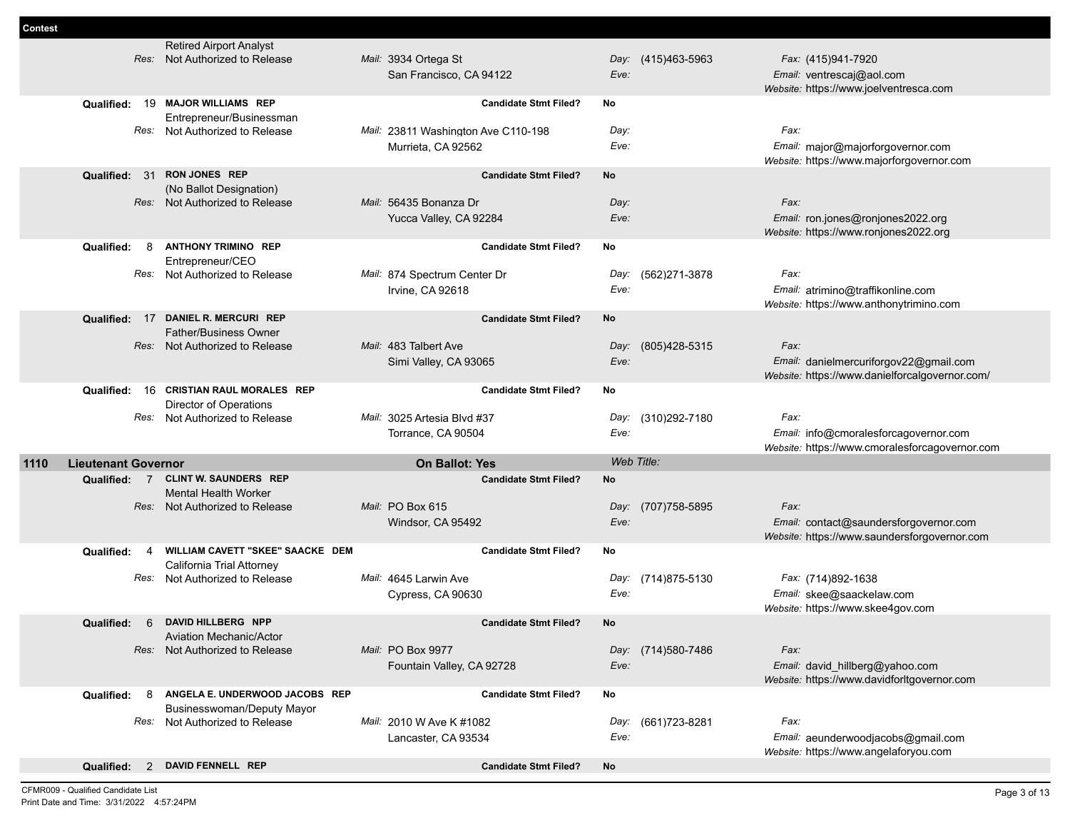**Contest**

Retired Airport Analyst
Res: Not Authorized to Release | Mail: 3934 Ortega St, San Francisco, CA 94122 | Day: (415)463-5963 | Eve: | Fax: (415)941-7920 | Email: ventrescaj@aol.com | Website: https://www.joelventresca.com

**Qualified: 19 MAJOR WILLIAMS REP** — Candidate Stmt Filed? No
Entrepreneur/Businessman
Res: Not Authorized to Release | Mail: 23811 Washington Ave C110-198, Murrieta, CA 92562 | Day: | Eve: | Fax: | Email: major@majorforgovernor.com | Website: https://www.majorforgovernor.com

**Qualified: 31 RON JONES REP** — Candidate Stmt Filed? No
(No Ballot Designation)
Res: Not Authorized to Release | Mail: 56435 Bonanza Dr, Yucca Valley, CA 92284 | Day: | Eve: | Fax: | Email: ron.jones@ronjones2022.org | Website: https://www.ronjones2022.org

**Qualified: 8 ANTHONY TRIMINO REP** — Candidate Stmt Filed? No
Entrepreneur/CEO
Res: Not Authorized to Release | Mail: 874 Spectrum Center Dr, Irvine, CA 92618 | Day: (562)271-3878 | Eve: | Fax: | Email: atrimino@traffikonline.com | Website: https://www.anthonytrimino.com

**Qualified: 17 DANIEL R. MERCURI REP** — Candidate Stmt Filed? No
Father/Business Owner
Res: Not Authorized to Release | Mail: 483 Talbert Ave, Simi Valley, CA 93065 | Day: (805)428-5315 | Eve: | Fax: | Email: danielmercuriforgov22@gmail.com | Website: https://www.danielforcalgovernor.com/

**Qualified: 16 CRISTIAN RAUL MORALES REP** — Candidate Stmt Filed? No
Director of Operations
Res: Not Authorized to Release | Mail: 3025 Artesia Blvd #37, Torrance, CA 90504 | Day: (310)292-7180 | Eve: | Fax: | Email: info@cmoralesforcagovernor.com | Website: https://www.cmoralesforcagovernor.com

## 1110 Lieutenant Governor — On Ballot: Yes — Web Title:

**Qualified: 7 CLINT W. SAUNDERS REP** — Candidate Stmt Filed? No
Mental Health Worker
Res: Not Authorized to Release | Mail: PO Box 615, Windsor, CA 95492 | Day: (707)758-5895 | Eve: | Fax: | Email: contact@saundersforgovernor.com | Website: https://www.saundersforgovernor.com

**Qualified: 4 WILLIAM CAVETT "SKEE" SAACKE DEM** — Candidate Stmt Filed? No
California Trial Attorney
Res: Not Authorized to Release | Mail: 4645 Larwin Ave, Cypress, CA 90630 | Day: (714)875-5130 | Eve: | Fax: (714)892-1638 | Email: skee@saackelaw.com | Website: https://www.skee4gov.com

**Qualified: 6 DAVID HILLBERG NPP** — Candidate Stmt Filed? No
Aviation Mechanic/Actor
Res: Not Authorized to Release | Mail: PO Box 9977, Fountain Valley, CA 92728 | Day: (714)580-7486 | Eve: | Fax: | Email: david_hillberg@yahoo.com | Website: https://www.davidforltgovernor.com

**Qualified: 8 ANGELA E. UNDERWOOD JACOBS REP** — Candidate Stmt Filed? No
Businesswoman/Deputy Mayor
Res: Not Authorized to Release | Mail: 2010 W Ave K #1082, Lancaster, CA 93534 | Day: (661)723-8281 | Eve: | Fax: | Email: aeunderwoodjacobs@gmail.com | Website: https://www.angelaforyou.com

**Qualified: 2 DAVID FENNELL REP** — Candidate Stmt Filed? No

CFMR009 - Qualified Candidate List
Print Date and Time: 3/31/2022 4:57:24PM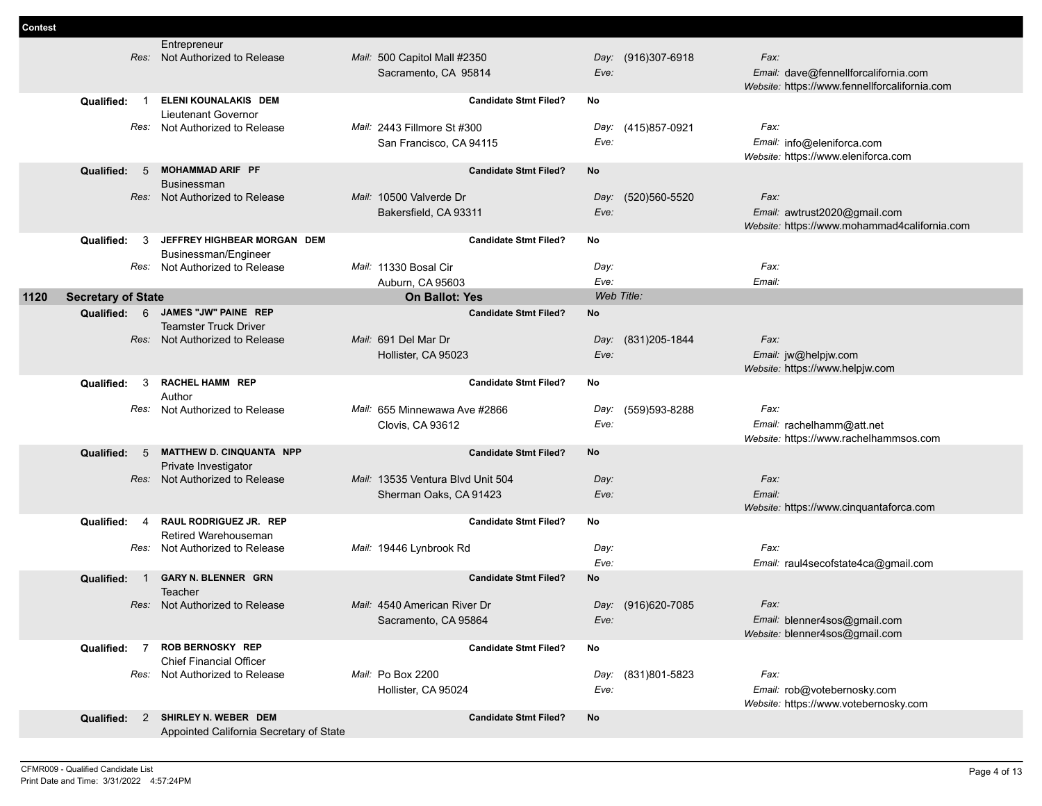**Contest**

| | | | | | |
|---|---|---|---|---|---|
| | | Entrepreneur | | | |
| | *Res:* | Not Authorized to Release | *Mail:* 500 Capitol Mall #2350<br>Sacramento, CA 95814 | *Day:* (916)307-6918<br>*Eve:* | *Fax:*<br>*Email:* dave@fennellforcalifornia.com<br>*Website:* https://www.fennellforcalifornia.com |
| | **Qualified:** 1 | **ELENI KOUNALAKIS DEM**<br>Lieutenant Governor | **Candidate Stmt Filed?** | **No** | |
| | *Res:* | Not Authorized to Release | *Mail:* 2443 Fillmore St #300<br>San Francisco, CA 94115 | *Day:* (415)857-0921<br>*Eve:* | *Fax:*<br>*Email:* info@eleniforca.com<br>*Website:* https://www.eleniforca.com |
| | **Qualified:** 5 | **MOHAMMAD ARIF PF**<br>Businessman | **Candidate Stmt Filed?** | **No** | |
| | *Res:* | Not Authorized to Release | *Mail:* 10500 Valverde Dr<br>Bakersfield, CA 93311 | *Day:* (520)560-5520<br>*Eve:* | *Fax:*<br>*Email:* awtrust2020@gmail.com<br>*Website:* https://www.mohammad4california.com |
| | **Qualified:** 3 | **JEFFREY HIGHBEAR MORGAN DEM**<br>Businessman/Engineer | **Candidate Stmt Filed?** | **No** | |
| | *Res:* | Not Authorized to Release | *Mail:* 11330 Bosal Cir<br>Auburn, CA 95603 | *Day:*<br>*Eve:* | *Fax:*<br>*Email:* |
| **1120** | **Secretary of State** | | **On Ballot: Yes** | *Web Title:* | |
| | **Qualified:** 6 | **JAMES "JW" PAINE REP**<br>Teamster Truck Driver | **Candidate Stmt Filed?** | **No** | |
| | *Res:* | Not Authorized to Release | *Mail:* 691 Del Mar Dr<br>Hollister, CA 95023 | *Day:* (831)205-1844<br>*Eve:* | *Fax:*<br>*Email:* jw@helpjw.com<br>*Website:* https://www.helpjw.com |
| | **Qualified:** 3 | **RACHEL HAMM REP**<br>Author | **Candidate Stmt Filed?** | **No** | |
| | *Res:* | Not Authorized to Release | *Mail:* 655 Minnewawa Ave #2866<br>Clovis, CA 93612 | *Day:* (559)593-8288<br>*Eve:* | *Fax:*<br>*Email:* rachelhamm@att.net<br>*Website:* https://www.rachelhammsos.com |
| | **Qualified:** 5 | **MATTHEW D. CINQUANTA NPP**<br>Private Investigator | **Candidate Stmt Filed?** | **No** | |
| | *Res:* | Not Authorized to Release | *Mail:* 13535 Ventura Blvd Unit 504<br>Sherman Oaks, CA 91423 | *Day:*<br>*Eve:* | *Fax:*<br>*Email:*<br>*Website:* https://www.cinquantaforca.com |
| | **Qualified:** 4 | **RAUL RODRIGUEZ JR. REP**<br>Retired Warehouseman | **Candidate Stmt Filed?** | **No** | |
| | *Res:* | Not Authorized to Release | *Mail:* 19446 Lynbrook Rd | *Day:*<br>*Eve:* | *Fax:*<br>*Email:* raul4secofstate4ca@gmail.com |
| | **Qualified:** 1 | **GARY N. BLENNER GRN**<br>Teacher | **Candidate Stmt Filed?** | **No** | |
| | *Res:* | Not Authorized to Release | *Mail:* 4540 American River Dr<br>Sacramento, CA 95864 | *Day:* (916)620-7085<br>*Eve:* | *Fax:*<br>*Email:* blenner4sos@gmail.com<br>*Website:* blenner4sos@gmail.com |
| | **Qualified:** 7 | **ROB BERNOSKY REP**<br>Chief Financial Officer | **Candidate Stmt Filed?** | **No** | |
| | *Res:* | Not Authorized to Release | *Mail:* Po Box 2200<br>Hollister, CA 95024 | *Day:* (831)801-5823<br>*Eve:* | *Fax:*<br>*Email:* rob@votebernosky.com<br>*Website:* https://www.votebernosky.com |
| | **Qualified:** 2 | **SHIRLEY N. WEBER DEM**<br>Appointed California Secretary of State | **Candidate Stmt Filed?** | **No** | |

CFMR009 - Qualified Candidate List
Print Date and Time: 3/31/2022 4:57:24PM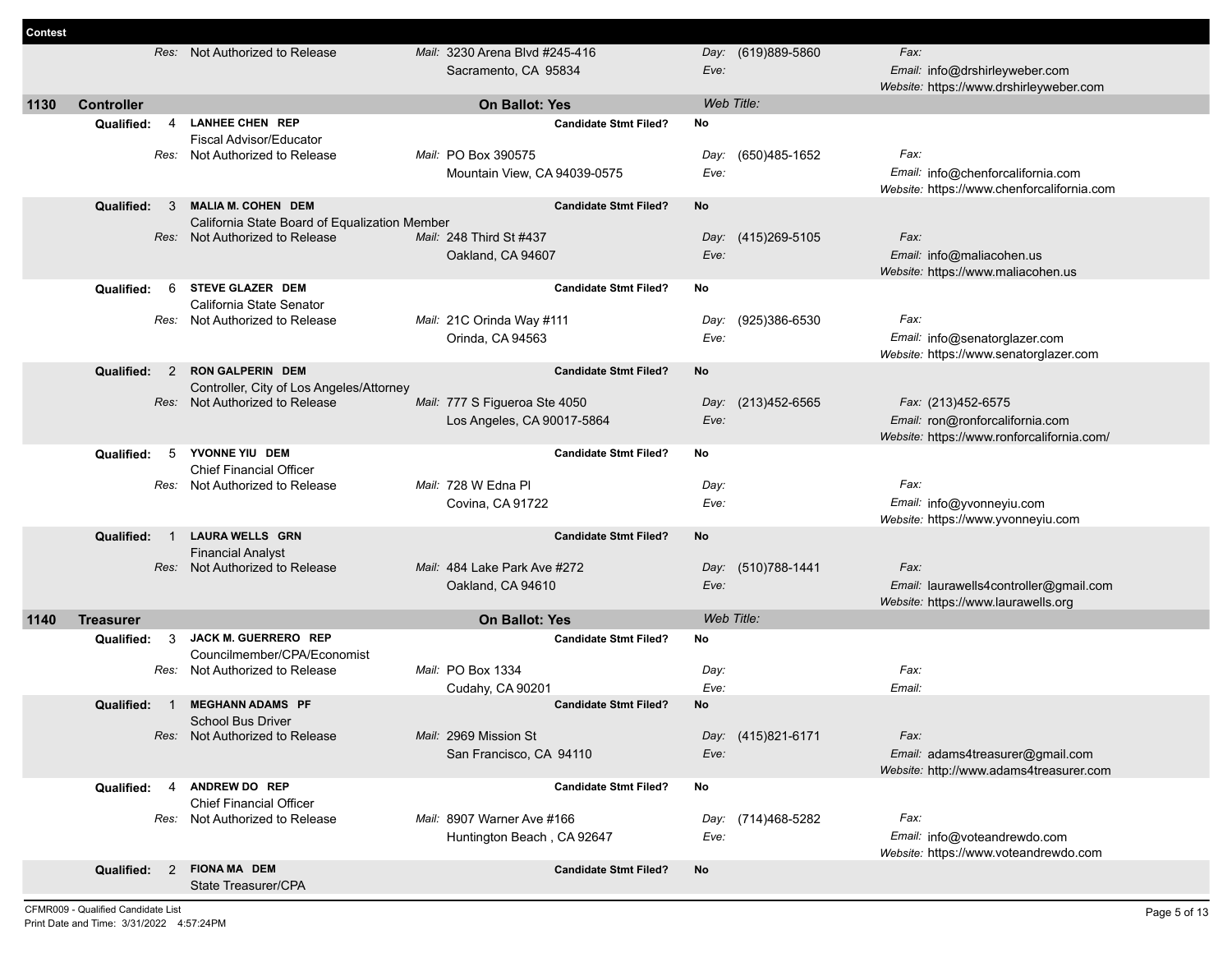**Contest**

Res: Not Authorized to Release | Mail: 3230 Arena Blvd #245-416, Sacramento, CA 95834 | Day: (619)889-5860 | Eve: | Fax: | Email: info@drshirleyweber.com | Website: https://www.drshirleyweber.com

## 1130 Controller

**On Ballot: Yes** — Web Title:

**Qualified: 4 — LANHEE CHEN REP** — Candidate Stmt Filed? **No**
Fiscal Advisor/Educator
- Res: Not Authorized to Release
- Mail: PO Box 390575, Mountain View, CA 94039-0575
- Day: (650)485-1652
- Eve:
- Fax:
- Email: info@chenforcalifornia.com
- Website: https://www.chenforcalifornia.com

**Qualified: 3 — MALIA M. COHEN DEM** — Candidate Stmt Filed? **No**
California State Board of Equalization Member
- Res: Not Authorized to Release
- Mail: 248 Third St #437, Oakland, CA 94607
- Day: (415)269-5105
- Eve:
- Fax:
- Email: info@maliacohen.us
- Website: https://www.maliacohen.us

**Qualified: 6 — STEVE GLAZER DEM** — Candidate Stmt Filed? **No**
California State Senator
- Res: Not Authorized to Release
- Mail: 21C Orinda Way #111, Orinda, CA 94563
- Day: (925)386-6530
- Eve:
- Fax:
- Email: info@senatorglazer.com
- Website: https://www.senatorglazer.com

**Qualified: 2 — RON GALPERIN DEM** — Candidate Stmt Filed? **No**
Controller, City of Los Angeles/Attorney
- Res: Not Authorized to Release
- Mail: 777 S Figueroa Ste 4050, Los Angeles, CA 90017-5864
- Day: (213)452-6565
- Eve:
- Fax: (213)452-6575
- Email: ron@ronforcalifornia.com
- Website: https://www.ronforcalifornia.com/

**Qualified: 5 — YVONNE YIU DEM** — Candidate Stmt Filed? **No**
Chief Financial Officer
- Res: Not Authorized to Release
- Mail: 728 W Edna Pl, Covina, CA 91722
- Day:
- Eve:
- Fax:
- Email: info@yvonneyiu.com
- Website: https://www.yvonneyiu.com

**Qualified: 1 — LAURA WELLS GRN** — Candidate Stmt Filed? **No**
Financial Analyst
- Res: Not Authorized to Release
- Mail: 484 Lake Park Ave #272, Oakland, CA 94610
- Day: (510)788-1441
- Eve:
- Fax:
- Email: laurawells4controller@gmail.com
- Website: https://www.laurawells.org

## 1140 Treasurer

**On Ballot: Yes** — Web Title:

**Qualified: 3 — JACK M. GUERRERO REP** — Candidate Stmt Filed? **No**
Councilmember/CPA/Economist
- Res: Not Authorized to Release
- Mail: PO Box 1334, Cudahy, CA 90201
- Day:
- Eve:
- Fax:
- Email:

**Qualified: 1 — MEGHANN ADAMS PF** — Candidate Stmt Filed? **No**
School Bus Driver
- Res: Not Authorized to Release
- Mail: 2969 Mission St, San Francisco, CA 94110
- Day: (415)821-6171
- Eve:
- Fax:
- Email: adams4treasurer@gmail.com
- Website: http://www.adams4treasurer.com

**Qualified: 4 — ANDREW DO REP** — Candidate Stmt Filed? **No**
Chief Financial Officer
- Res: Not Authorized to Release
- Mail: 8907 Warner Ave #166, Huntington Beach , CA 92647
- Day: (714)468-5282
- Eve:
- Fax:
- Email: info@voteandrewdo.com
- Website: https://www.voteandrewdo.com

**Qualified: 2 — FIONA MA DEM** — Candidate Stmt Filed? **No**
State Treasurer/CPA

CFMR009 - Qualified Candidate List
Print Date and Time: 3/31/2022 4:57:24PM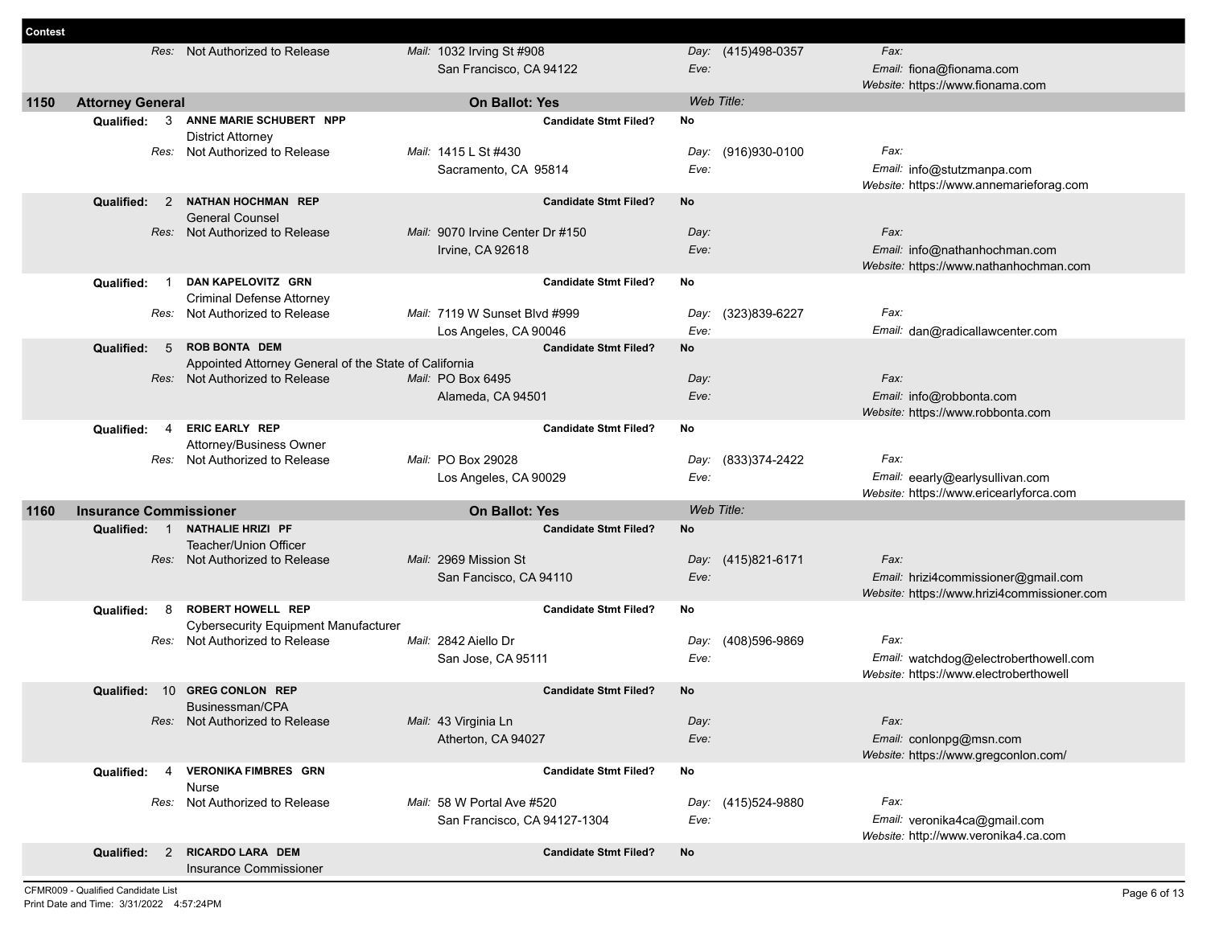**Contest**

| | | | | |
|---|---|---|---|---|
| Res: Not Authorized to Release | Mail: 1032 Irving St #908<br>San Francisco, CA 94122 | Day: (415)498-0357<br>Eve: | Fax:<br>Email: fiona@fionama.com<br>Website: https://www.fionama.com | |

## 1150 Attorney General

**On Ballot: Yes** — Web Title:

| Qualified | Candidate | Candidate Stmt Filed? | Res | Mail | Day/Eve | Fax/Email/Website |
|---|---|---|---|---|---|---|
| 3 | **ANNE MARIE SCHUBERT NPP**<br>District Attorney | No | Not Authorized to Release | 1415 L St #430<br>Sacramento, CA 95814 | Day: (916)930-0100<br>Eve: | Fax:<br>Email: info@stutzmanpa.com<br>Website: https://www.annemarieforag.com |
| 2 | **NATHAN HOCHMAN REP**<br>General Counsel | No | Not Authorized to Release | 9070 Irvine Center Dr #150<br>Irvine, CA 92618 | Day:<br>Eve: | Fax:<br>Email: info@nathanhochman.com<br>Website: https://www.nathanhochman.com |
| 1 | **DAN KAPELOVITZ GRN**<br>Criminal Defense Attorney | No | Not Authorized to Release | 7119 W Sunset Blvd #999<br>Los Angeles, CA 90046 | Day: (323)839-6227<br>Eve: | Fax:<br>Email: dan@radicallawcenter.com |
| 5 | **ROB BONTA DEM**<br>Appointed Attorney General of the State of California | No | Not Authorized to Release | PO Box 6495<br>Alameda, CA 94501 | Day:<br>Eve: | Fax:<br>Email: info@robbonta.com<br>Website: https://www.robbonta.com |
| 4 | **ERIC EARLY REP**<br>Attorney/Business Owner | No | Not Authorized to Release | PO Box 29028<br>Los Angeles, CA 90029 | Day: (833)374-2422<br>Eve: | Fax:<br>Email: eearly@earlysullivan.com<br>Website: https://www.ericearlyforca.com |

## 1160 Insurance Commissioner

**On Ballot: Yes** — Web Title:

| Qualified | Candidate | Candidate Stmt Filed? | Res | Mail | Day/Eve | Fax/Email/Website |
|---|---|---|---|---|---|---|
| 1 | **NATHALIE HRIZI PF**<br>Teacher/Union Officer | No | Not Authorized to Release | 2969 Mission St<br>San Fancisco, CA 94110 | Day: (415)821-6171<br>Eve: | Fax:<br>Email: hrizi4commissioner@gmail.com<br>Website: https://www.hrizi4commissioner.com |
| 8 | **ROBERT HOWELL REP**<br>Cybersecurity Equipment Manufacturer | No | Not Authorized to Release | 2842 Aiello Dr<br>San Jose, CA 95111 | Day: (408)596-9869<br>Eve: | Fax:<br>Email: watchdog@electroberthowell.com<br>Website: https://www.electroberthowell |
| 10 | **GREG CONLON REP**<br>Businessman/CPA | No | Not Authorized to Release | 43 Virginia Ln<br>Atherton, CA 94027 | Day:<br>Eve: | Fax:<br>Email: conlonpg@msn.com<br>Website: https://www.gregconlon.com/ |
| 4 | **VERONIKA FIMBRES GRN**<br>Nurse | No | Not Authorized to Release | 58 W Portal Ave #520<br>San Francisco, CA 94127-1304 | Day: (415)524-9880<br>Eve: | Fax:<br>Email: veronika4ca@gmail.com<br>Website: http://www.veronika4.ca.com |
| 2 | **RICARDO LARA DEM**<br>Insurance Commissioner | No | | | | |

CFMR009 - Qualified Candidate List
Print Date and Time: 3/31/2022 4:57:24PM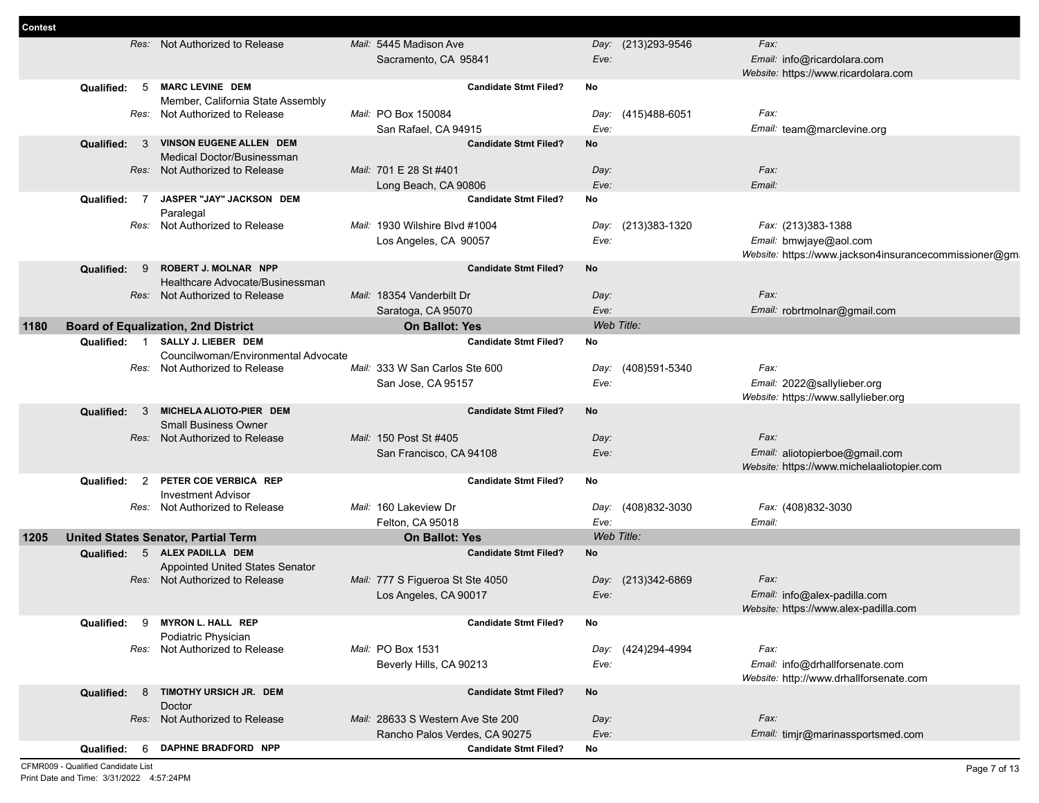| Contest | | | | | |
|---|---|---|---|---|---|
| | *Res:* Not Authorized to Release | *Mail:* 5445 Madison Ave<br>Sacramento, CA 95841 | *Day:* (213)293-9546<br>*Eve:* | *Fax:*<br>*Email:* info@ricardolara.com<br>*Website:* https://www.ricardolara.com | |
| **Qualified:** 5 | **MARC LEVINE DEM**<br>Member, California State Assembly<br>*Res:* Not Authorized to Release | *Mail:* PO Box 150084<br>San Rafael, CA 94915 | **Candidate Stmt Filed?** **No**<br>*Day:* (415)488-6051<br>*Eve:* | *Fax:*<br>*Email:* team@marclevine.org | |
| **Qualified:** 3 | **VINSON EUGENE ALLEN DEM**<br>Medical Doctor/Businessman<br>*Res:* Not Authorized to Release | *Mail:* 701 E 28 St #401<br>Long Beach, CA 90806 | **Candidate Stmt Filed?** **No**<br>*Day:*<br>*Eve:* | *Fax:*<br>*Email:* | |
| **Qualified:** 7 | **JASPER "JAY" JACKSON DEM**<br>Paralegal<br>*Res:* Not Authorized to Release | *Mail:* 1930 Wilshire Blvd #1004<br>Los Angeles, CA 90057 | **Candidate Stmt Filed?** **No**<br>*Day:* (213)383-1320<br>*Eve:* | *Fax:* (213)383-1388<br>*Email:* bmwjaye@aol.com<br>*Website:* https://www.jackson4insurancecommissioner@gm | |
| **Qualified:** 9 | **ROBERT J. MOLNAR NPP**<br>Healthcare Advocate/Businessman<br>*Res:* Not Authorized to Release | *Mail:* 18354 Vanderbilt Dr<br>Saratoga, CA 95070 | **Candidate Stmt Filed?** **No**<br>*Day:*<br>*Eve:* | *Fax:*<br>*Email:* robrtmolnar@gmail.com | |
| **1180** | **Board of Equalization, 2nd District** | **On Ballot: Yes** | *Web Title:* | | |
| **Qualified:** 1 | **SALLY J. LIEBER DEM**<br>Councilwoman/Environmental Advocate<br>*Res:* Not Authorized to Release | *Mail:* 333 W San Carlos Ste 600<br>San Jose, CA 95157 | **Candidate Stmt Filed?** **No**<br>*Day:* (408)591-5340<br>*Eve:* | *Fax:*<br>*Email:* 2022@sallylieber.org<br>*Website:* https://www.sallylieber.org | |
| **Qualified:** 3 | **MICHELA ALIOTO-PIER DEM**<br>Small Business Owner<br>*Res:* Not Authorized to Release | *Mail:* 150 Post St #405<br>San Francisco, CA 94108 | **Candidate Stmt Filed?** **No**<br>*Day:*<br>*Eve:* | *Fax:*<br>*Email:* aliotopierboe@gmail.com<br>*Website:* https://www.michelaaliotopier.com | |
| **Qualified:** 2 | **PETER COE VERBICA REP**<br>Investment Advisor<br>*Res:* Not Authorized to Release | *Mail:* 160 Lakeview Dr<br>Felton, CA 95018 | **Candidate Stmt Filed?** **No**<br>*Day:* (408)832-3030<br>*Eve:* | *Fax:* (408)832-3030<br>*Email:* | |
| **1205** | **United States Senator, Partial Term** | **On Ballot: Yes** | *Web Title:* | | |
| **Qualified:** 5 | **ALEX PADILLA DEM**<br>Appointed United States Senator<br>*Res:* Not Authorized to Release | *Mail:* 777 S Figueroa St Ste 4050<br>Los Angeles, CA 90017 | **Candidate Stmt Filed?** **No**<br>*Day:* (213)342-6869<br>*Eve:* | *Fax:*<br>*Email:* info@alex-padilla.com<br>*Website:* https://www.alex-padilla.com | |
| **Qualified:** 9 | **MYRON L. HALL REP**<br>Podiatric Physician<br>*Res:* Not Authorized to Release | *Mail:* PO Box 1531<br>Beverly Hills, CA 90213 | **Candidate Stmt Filed?** **No**<br>*Day:* (424)294-4994<br>*Eve:* | *Fax:*<br>*Email:* info@drhallforsenate.com<br>*Website:* http://www.drhallforsenate.com | |
| **Qualified:** 8 | **TIMOTHY URSICH JR. DEM**<br>Doctor<br>*Res:* Not Authorized to Release | *Mail:* 28633 S Western Ave Ste 200<br>Rancho Palos Verdes, CA 90275 | **Candidate Stmt Filed?** **No**<br>*Day:*<br>*Eve:* | *Fax:*<br>*Email:* timjr@marinassportsmed.com | |
| **Qualified:** 6 | **DAPHNE BRADFORD NPP** | | **Candidate Stmt Filed?** **No** | | |

CFMR009 - Qualified Candidate List
Print Date and Time: 3/31/2022 4:57:24PM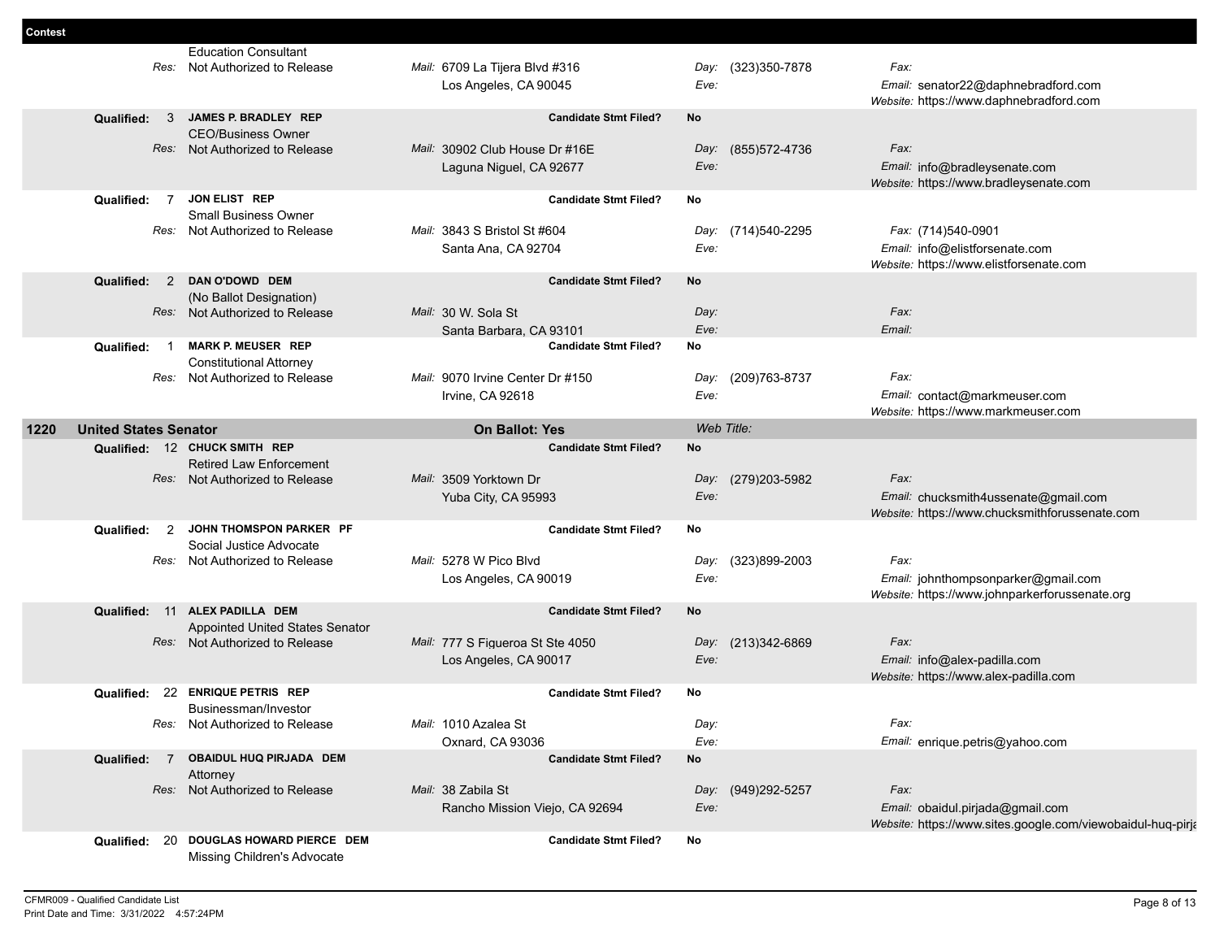**Contest**

| | | | | | |
|---|---|---|---|---|---|
| | | Education Consultant | | | |
| | *Res:* | Not Authorized to Release | *Mail:* 6709 La Tijera Blvd #316<br>Los Angeles, CA 90045 | *Day:* (323)350-7878<br>*Eve:* | *Fax:*<br>*Email:* senator22@daphnebradford.com<br>*Website:* https://www.daphnebradford.com |
| **Qualified:** | 3 | **JAMES P. BRADLEY REP** | **Candidate Stmt Filed?** | **No** | |
| | | CEO/Business Owner | | | |
| | *Res:* | Not Authorized to Release | *Mail:* 30902 Club House Dr #16E<br>Laguna Niguel, CA 92677 | *Day:* (855)572-4736<br>*Eve:* | *Fax:*<br>*Email:* info@bradleysenate.com<br>*Website:* https://www.bradleysenate.com |
| **Qualified:** | 7 | **JON ELIST REP** | **Candidate Stmt Filed?** | **No** | |
| | | Small Business Owner | | | |
| | *Res:* | Not Authorized to Release | *Mail:* 3843 S Bristol St #604<br>Santa Ana, CA 92704 | *Day:* (714)540-2295<br>*Eve:* | *Fax:* (714)540-0901<br>*Email:* info@elistforsenate.com<br>*Website:* https://www.elistforsenate.com |
| **Qualified:** | 2 | **DAN O'DOWD DEM** | **Candidate Stmt Filed?** | **No** | |
| | | (No Ballot Designation) | | | |
| | *Res:* | Not Authorized to Release | *Mail:* 30 W. Sola St<br>Santa Barbara, CA 93101 | *Day:*<br>*Eve:* | *Fax:*<br>*Email:* |
| **Qualified:** | 1 | **MARK P. MEUSER REP** | **Candidate Stmt Filed?** | **No** | |
| | | Constitutional Attorney | | | |
| | *Res:* | Not Authorized to Release | *Mail:* 9070 Irvine Center Dr #150<br>Irvine, CA 92618 | *Day:* (209)763-8737<br>*Eve:* | *Fax:*<br>*Email:* contact@markmeuser.com<br>*Website:* https://www.markmeuser.com |

**1220 United States Senator** — **On Ballot: Yes** — *Web Title:*

| | | | | | |
|---|---|---|---|---|---|
| **Qualified:** | 12 | **CHUCK SMITH REP** | **Candidate Stmt Filed?** | **No** | |
| | | Retired Law Enforcement | | | |
| | *Res:* | Not Authorized to Release | *Mail:* 3509 Yorktown Dr<br>Yuba City, CA 95993 | *Day:* (279)203-5982<br>*Eve:* | *Fax:*<br>*Email:* chucksmith4ussenate@gmail.com<br>*Website:* https://www.chucksmithforussenate.com |
| **Qualified:** | 2 | **JOHN THOMSPON PARKER PF** | **Candidate Stmt Filed?** | **No** | |
| | | Social Justice Advocate | | | |
| | *Res:* | Not Authorized to Release | *Mail:* 5278 W Pico Blvd<br>Los Angeles, CA 90019 | *Day:* (323)899-2003<br>*Eve:* | *Fax:*<br>*Email:* johnthompsonparker@gmail.com<br>*Website:* https://www.johnparkerforussenate.org |
| **Qualified:** | 11 | **ALEX PADILLA DEM** | **Candidate Stmt Filed?** | **No** | |
| | | Appointed United States Senator | | | |
| | *Res:* | Not Authorized to Release | *Mail:* 777 S Figueroa St Ste 4050<br>Los Angeles, CA 90017 | *Day:* (213)342-6869<br>*Eve:* | *Fax:*<br>*Email:* info@alex-padilla.com<br>*Website:* https://www.alex-padilla.com |
| **Qualified:** | 22 | **ENRIQUE PETRIS REP** | **Candidate Stmt Filed?** | **No** | |
| | | Businessman/Investor | | | |
| | *Res:* | Not Authorized to Release | *Mail:* 1010 Azalea St<br>Oxnard, CA 93036 | *Day:*<br>*Eve:* | *Fax:*<br>*Email:* enrique.petris@yahoo.com |
| **Qualified:** | 7 | **OBAIDUL HUQ PIRJADA DEM** | **Candidate Stmt Filed?** | **No** | |
| | | Attorney | | | |
| | *Res:* | Not Authorized to Release | *Mail:* 38 Zabila St<br>Rancho Mission Viejo, CA 92694 | *Day:* (949)292-5257<br>*Eve:* | *Fax:*<br>*Email:* obaidul.pirjada@gmail.com<br>*Website:* https://www.sites.google.com/viewobaidul-huq-pirja |
| **Qualified:** | 20 | **DOUGLAS HOWARD PIERCE DEM** | **Candidate Stmt Filed?** | **No** | |
| | | Missing Children's Advocate | | | |

CFMR009 - Qualified Candidate List
Print Date and Time: 3/31/2022 4:57:24PM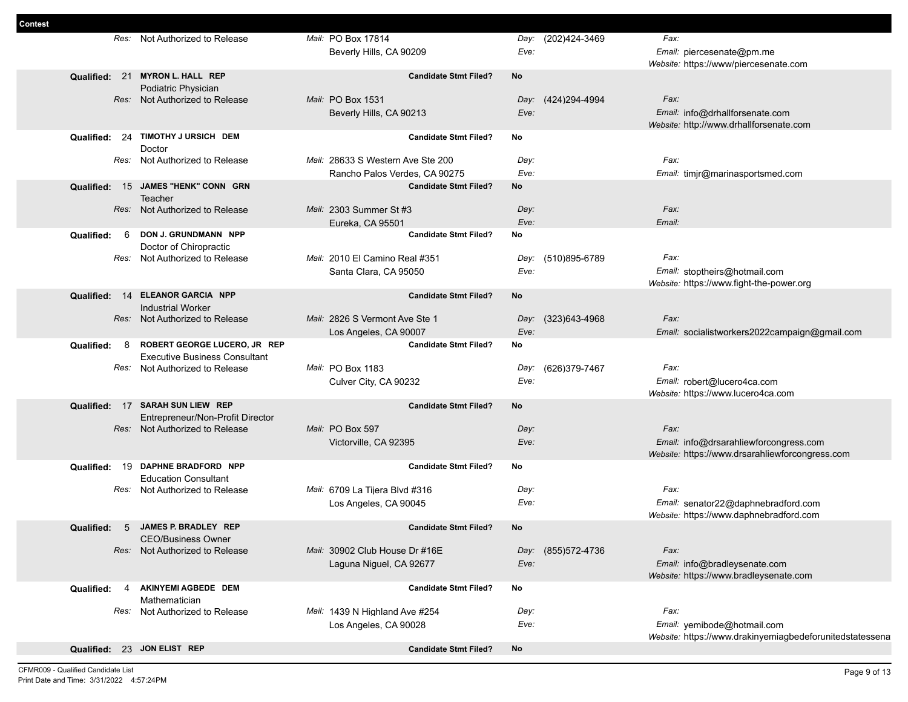**Contest**

| | | | | |
|---|---|---|---|---|
| *Res:* Not Authorized to Release | *Mail:* PO Box 17814<br>Beverly Hills, CA 90209 | | *Day:* (202)424-3469<br>*Eve:* | *Fax:*<br>*Email:* piercesenate@pm.me<br>*Website:* https://www/piercesenate.com |
| **Qualified: 21** | **MYRON L. HALL REP**<br>Podiatric Physician | **Candidate Stmt Filed?** | **No** | |
| *Res:* Not Authorized to Release | *Mail:* PO Box 1531<br>Beverly Hills, CA 90213 | | *Day:* (424)294-4994<br>*Eve:* | *Fax:*<br>*Email:* info@drhallforsenate.com<br>*Website:* http://www.drhallforsenate.com |
| **Qualified: 24** | **TIMOTHY J URSICH DEM**<br>Doctor | **Candidate Stmt Filed?** | **No** | |
| *Res:* Not Authorized to Release | *Mail:* 28633 S Western Ave Ste 200<br>Rancho Palos Verdes, CA 90275 | | *Day:*<br>*Eve:* | *Fax:*<br>*Email:* timjr@marinasportsmed.com |
| **Qualified: 15** | **JAMES "HENK" CONN GRN**<br>Teacher | **Candidate Stmt Filed?** | **No** | |
| *Res:* Not Authorized to Release | *Mail:* 2303 Summer St #3<br>Eureka, CA 95501 | | *Day:*<br>*Eve:* | *Fax:*<br>*Email:* |
| **Qualified: 6** | **DON J. GRUNDMANN NPP**<br>Doctor of Chiropractic | **Candidate Stmt Filed?** | **No** | |
| *Res:* Not Authorized to Release | *Mail:* 2010 El Camino Real #351<br>Santa Clara, CA 95050 | | *Day:* (510)895-6789<br>*Eve:* | *Fax:*<br>*Email:* stoptheirs@hotmail.com<br>*Website:* https://www.fight-the-power.org |
| **Qualified: 14** | **ELEANOR GARCIA NPP**<br>Industrial Worker | **Candidate Stmt Filed?** | **No** | |
| *Res:* Not Authorized to Release | *Mail:* 2826 S Vermont Ave Ste 1<br>Los Angeles, CA 90007 | | *Day:* (323)643-4968<br>*Eve:* | *Fax:*<br>*Email:* socialistworkers2022campaign@gmail.com |
| **Qualified: 8** | **ROBERT GEORGE LUCERO, JR REP**<br>Executive Business Consultant | **Candidate Stmt Filed?** | **No** | |
| *Res:* Not Authorized to Release | *Mail:* PO Box 1183<br>Culver City, CA 90232 | | *Day:* (626)379-7467<br>*Eve:* | *Fax:*<br>*Email:* robert@lucero4ca.com<br>*Website:* https://www.lucero4ca.com |
| **Qualified: 17** | **SARAH SUN LIEW REP**<br>Entrepreneur/Non-Profit Director | **Candidate Stmt Filed?** | **No** | |
| *Res:* Not Authorized to Release | *Mail:* PO Box 597<br>Victorville, CA 92395 | | *Day:*<br>*Eve:* | *Fax:*<br>*Email:* info@drsarahliewforcongress.com<br>*Website:* https://www.drsarahliewforcongress.com |
| **Qualified: 19** | **DAPHNE BRADFORD NPP**<br>Education Consultant | **Candidate Stmt Filed?** | **No** | |
| *Res:* Not Authorized to Release | *Mail:* 6709 La Tijera Blvd #316<br>Los Angeles, CA 90045 | | *Day:*<br>*Eve:* | *Fax:*<br>*Email:* senator22@daphnebradford.com<br>*Website:* https://www.daphnebradford.com |
| **Qualified: 5** | **JAMES P. BRADLEY REP**<br>CEO/Business Owner | **Candidate Stmt Filed?** | **No** | |
| *Res:* Not Authorized to Release | *Mail:* 30902 Club House Dr #16E<br>Laguna Niguel, CA 92677 | | *Day:* (855)572-4736<br>*Eve:* | *Fax:*<br>*Email:* info@bradleysenate.com<br>*Website:* https://www.bradleysenate.com |
| **Qualified: 4** | **AKINYEMI AGBEDE DEM**<br>Mathematician | **Candidate Stmt Filed?** | **No** | |
| *Res:* Not Authorized to Release | *Mail:* 1439 N Highland Ave #254<br>Los Angeles, CA 90028 | | *Day:*<br>*Eve:* | *Fax:*<br>*Email:* yemibode@hotmail.com<br>*Website:* https://www.drakinyemiagbedeforunitedstatessena |
| **Qualified: 23** | **JON ELIST REP** | **Candidate Stmt Filed?** | **No** | |

CFMR009 - Qualified Candidate List
Print Date and Time: 3/31/2022 4:57:24PM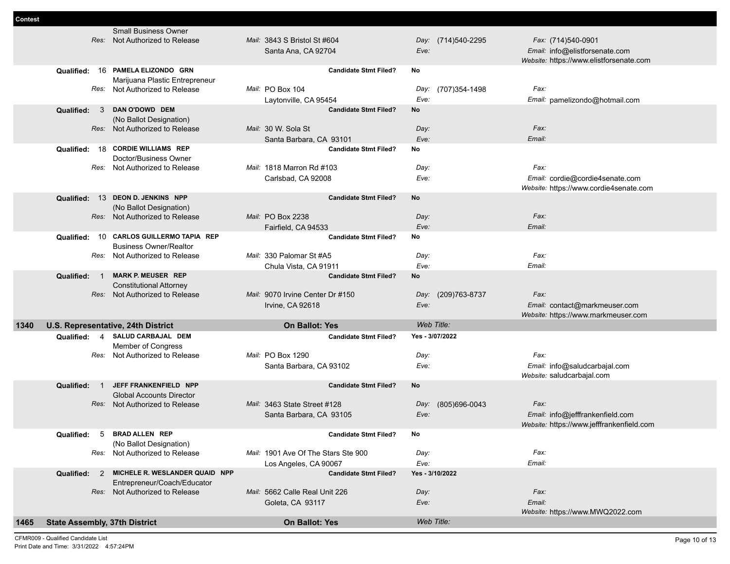**Contest**

| | | | | |
|---|---|---|---|---|
| | Small Business Owner | | | |
| *Res:* | Not Authorized to Release | *Mail:* 3843 S Bristol St #604<br>Santa Ana, CA 92704 | *Day:* (714)540-2295<br>*Eve:* | *Fax:* (714)540-0901<br>*Email:* info@elistforsenate.com<br>*Website:* https://www.elistforsenate.com |
| **Qualified:** 16 | **PAMELA ELIZONDO GRN**<br>Marijuana Plastic Entrepreneur | **Candidate Stmt Filed?** | **No** | |
| *Res:* | Not Authorized to Release | *Mail:* PO Box 104<br>Laytonville, CA 95454 | *Day:* (707)354-1498<br>*Eve:* | *Fax:*<br>*Email:* pamelizondo@hotmail.com |
| **Qualified:** 3 | **DAN O'DOWD DEM**<br>(No Ballot Designation) | **Candidate Stmt Filed?** | **No** | |
| *Res:* | Not Authorized to Release | *Mail:* 30 W. Sola St<br>Santa Barbara, CA 93101 | *Day:*<br>*Eve:* | *Fax:*<br>*Email:* |
| **Qualified:** 18 | **CORDIE WILLIAMS REP**<br>Doctor/Business Owner | **Candidate Stmt Filed?** | **No** | |
| *Res:* | Not Authorized to Release | *Mail:* 1818 Marron Rd #103<br>Carlsbad, CA 92008 | *Day:*<br>*Eve:* | *Fax:*<br>*Email:* cordie@cordie4senate.com<br>*Website:* https://www.cordie4senate.com |
| **Qualified:** 13 | **DEON D. JENKINS NPP**<br>(No Ballot Designation) | **Candidate Stmt Filed?** | **No** | |
| *Res:* | Not Authorized to Release | *Mail:* PO Box 2238<br>Fairfield, CA 94533 | *Day:*<br>*Eve:* | *Fax:*<br>*Email:* |
| **Qualified:** 10 | **CARLOS GUILLERMO TAPIA REP**<br>Business Owner/Realtor | **Candidate Stmt Filed?** | **No** | |
| *Res:* | Not Authorized to Release | *Mail:* 330 Palomar St #A5<br>Chula Vista, CA 91911 | *Day:*<br>*Eve:* | *Fax:*<br>*Email:* |
| **Qualified:** 1 | **MARK P. MEUSER REP**<br>Constitutional Attorney | **Candidate Stmt Filed?** | **No** | |
| *Res:* | Not Authorized to Release | *Mail:* 9070 Irvine Center Dr #150<br>Irvine, CA 92618 | *Day:* (209)763-8737<br>*Eve:* | *Fax:*<br>*Email:* contact@markmeuser.com<br>*Website:* https://www.markmeuser.com |

## 1340 U.S. Representative, 24th District — On Ballot: Yes — *Web Title:*

| | | | | |
|---|---|---|---|---|
| **Qualified:** 4 | **SALUD CARBAJAL DEM**<br>Member of Congress | **Candidate Stmt Filed?** | **Yes - 3/07/2022** | |
| *Res:* | Not Authorized to Release | *Mail:* PO Box 1290<br>Santa Barbara, CA 93102 | *Day:*<br>*Eve:* | *Fax:*<br>*Email:* info@saludcarbajal.com<br>*Website:* saludcarbajal.com |
| **Qualified:** 1 | **JEFF FRANKENFIELD NPP**<br>Global Accounts Director | **Candidate Stmt Filed?** | **No** | |
| *Res:* | Not Authorized to Release | *Mail:* 3463 State Street #128<br>Santa Barbara, CA 93105 | *Day:* (805)696-0043<br>*Eve:* | *Fax:*<br>*Email:* info@jefffrankenfield.com<br>*Website:* https://www.jefffrankenfield.com |
| **Qualified:** 5 | **BRAD ALLEN REP**<br>(No Ballot Designation) | **Candidate Stmt Filed?** | **No** | |
| *Res:* | Not Authorized to Release | *Mail:* 1901 Ave Of The Stars Ste 900<br>Los Angeles, CA 90067 | *Day:*<br>*Eve:* | *Fax:*<br>*Email:* |
| **Qualified:** 2 | **MICHELE R. WESLANDER QUAID NPP**<br>Entrepreneur/Coach/Educator | **Candidate Stmt Filed?** | **Yes - 3/10/2022** | |
| *Res:* | Not Authorized to Release | *Mail:* 5662 Calle Real Unit 226<br>Goleta, CA 93117 | *Day:*<br>*Eve:* | *Fax:*<br>*Email:*<br>*Website:* https://www.MWQ2022.com |

## 1465 State Assembly, 37th District — On Ballot: Yes — *Web Title:*

CFMR009 - Qualified Candidate List
Print Date and Time: 3/31/2022 4:57:24PM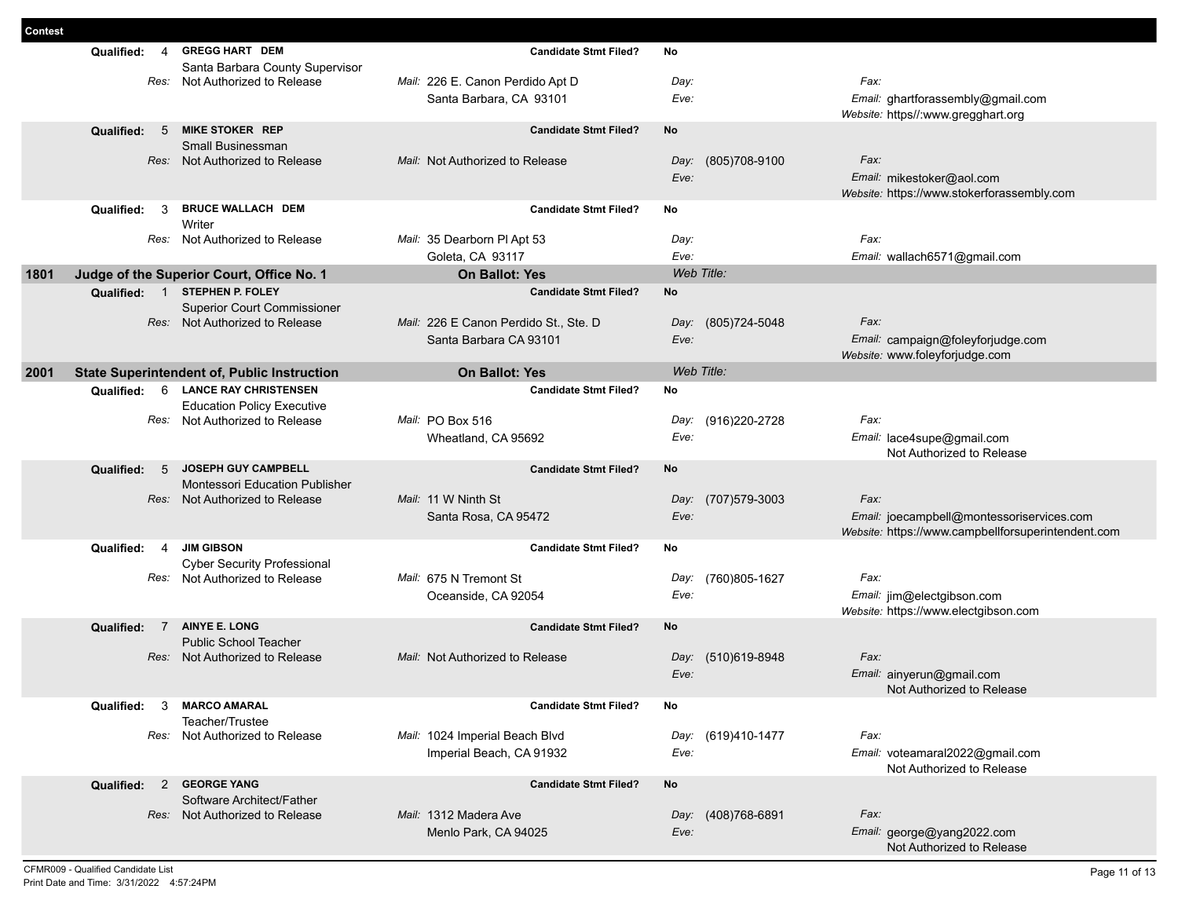**Contest**

**Qualified:** 4 **GREGG HART DEM** — **Candidate Stmt Filed?** No
Santa Barbara County Supervisor
*Res:* Not Authorized to Release
*Mail:* 226 E. Canon Perdido Apt D, Santa Barbara, CA 93101
*Day:*
*Eve:*
*Fax:*
*Email:* ghartforassembly@gmail.com
*Website:* https//:www.gregghart.org

**Qualified:** 5 **MIKE STOKER REP** — **Candidate Stmt Filed?** No
Small Businessman
*Res:* Not Authorized to Release
*Mail:* Not Authorized to Release
*Day:* (805)708-9100
*Eve:*
*Fax:*
*Email:* mikestoker@aol.com
*Website:* https://www.stokerforassembly.com

**Qualified:** 3 **BRUCE WALLACH DEM** — **Candidate Stmt Filed?** No
Writer
*Res:* Not Authorized to Release
*Mail:* 35 Dearborn Pl Apt 53, Goleta, CA 93117
*Day:*
*Eve:*
*Fax:*
*Email:* wallach6571@gmail.com

## 1801 Judge of the Superior Court, Office No. 1 — On Ballot: Yes — *Web Title:*

**Qualified:** 1 **STEPHEN P. FOLEY** — **Candidate Stmt Filed?** No
Superior Court Commissioner
*Res:* Not Authorized to Release
*Mail:* 226 E Canon Perdido St., Ste. D, Santa Barbara CA 93101
*Day:* (805)724-5048
*Eve:*
*Fax:*
*Email:* campaign@foleyforjudge.com
*Website:* www.foleyforjudge.com

## 2001 State Superintendent of, Public Instruction — On Ballot: Yes — *Web Title:*

**Qualified:** 6 **LANCE RAY CHRISTENSEN** — **Candidate Stmt Filed?** No
Education Policy Executive
*Res:* Not Authorized to Release
*Mail:* PO Box 516, Wheatland, CA 95692
*Day:* (916)220-2728
*Eve:*
*Fax:*
*Email:* lace4supe@gmail.com
Not Authorized to Release

**Qualified:** 5 **JOSEPH GUY CAMPBELL** — **Candidate Stmt Filed?** No
Montessori Education Publisher
*Res:* Not Authorized to Release
*Mail:* 11 W Ninth St, Santa Rosa, CA 95472
*Day:* (707)579-3003
*Eve:*
*Fax:*
*Email:* joecampbell@montessoriservices.com
*Website:* https://www.campbellforsuperintendent.com

**Qualified:** 4 **JIM GIBSON** — **Candidate Stmt Filed?** No
Cyber Security Professional
*Res:* Not Authorized to Release
*Mail:* 675 N Tremont St, Oceanside, CA 92054
*Day:* (760)805-1627
*Eve:*
*Fax:*
*Email:* jim@electgibson.com
*Website:* https://www.electgibson.com

**Qualified:** 7 **AINYE E. LONG** — **Candidate Stmt Filed?** No
Public School Teacher
*Res:* Not Authorized to Release
*Mail:* Not Authorized to Release
*Day:* (510)619-8948
*Eve:*
*Fax:*
*Email:* ainyerun@gmail.com
Not Authorized to Release

**Qualified:** 3 **MARCO AMARAL** — **Candidate Stmt Filed?** No
Teacher/Trustee
*Res:* Not Authorized to Release
*Mail:* 1024 Imperial Beach Blvd, Imperial Beach, CA 91932
*Day:* (619)410-1477
*Eve:*
*Fax:*
*Email:* voteamaral2022@gmail.com
Not Authorized to Release

**Qualified:** 2 **GEORGE YANG** — **Candidate Stmt Filed?** No
Software Architect/Father
*Res:* Not Authorized to Release
*Mail:* 1312 Madera Ave, Menlo Park, CA 94025
*Day:* (408)768-6891
*Eve:*
*Fax:*
*Email:* george@yang2022.com
Not Authorized to Release

CFMR009 - Qualified Candidate List
Print Date and Time: 3/31/2022 4:57:24PM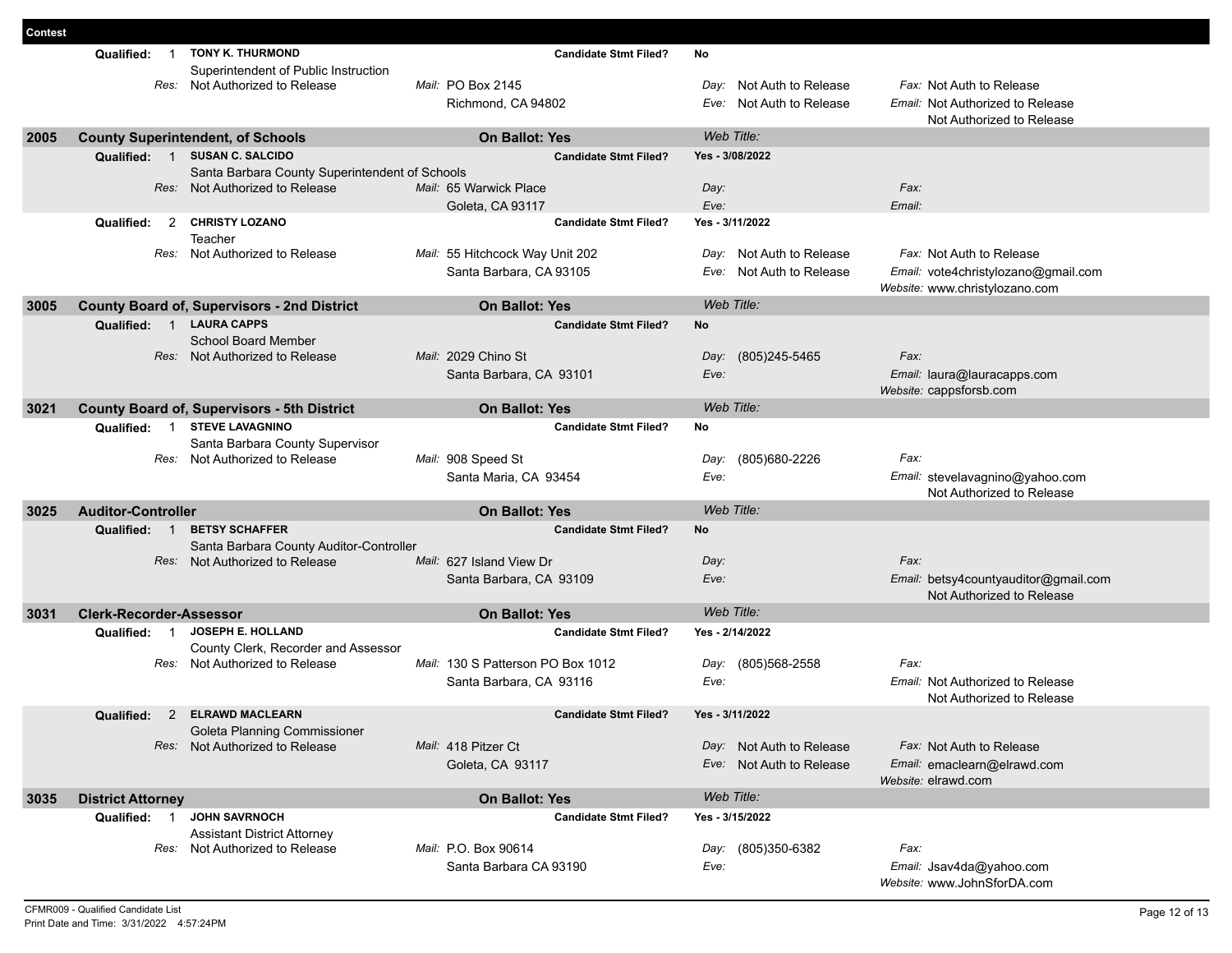| Contest | | | | | |
|---|---|---|---|---|---|
| | **Qualified: 1** | **TONY K. THURMOND** | **Candidate Stmt Filed?** | **No** | |
| | | Superintendent of Public Instruction | | | |
| | *Res:* | Not Authorized to Release | *Mail:* PO Box 2145 | *Day:* Not Auth to Release | *Fax:* Not Auth to Release |
| | | | Richmond, CA 94802 | *Eve:* Not Auth to Release | *Email:* Not Authorized to Release<br>Not Authorized to Release |
| **2005** | **County Superintendent, of Schools** | | **On Ballot: Yes** | *Web Title:* | |
| | **Qualified: 1** | **SUSAN C. SALCIDO** | **Candidate Stmt Filed?** | **Yes - 3/08/2022** | |
| | | Santa Barbara County Superintendent of Schools | | | |
| | *Res:* | Not Authorized to Release | *Mail:* 65 Warwick Place | *Day:* | *Fax:* |
| | | | Goleta, CA 93117 | *Eve:* | *Email:* |
| | **Qualified: 2** | **CHRISTY LOZANO** | **Candidate Stmt Filed?** | **Yes - 3/11/2022** | |
| | | Teacher | | | |
| | *Res:* | Not Authorized to Release | *Mail:* 55 Hitchcock Way Unit 202 | *Day:* Not Auth to Release | *Fax:* Not Auth to Release |
| | | | Santa Barbara, CA 93105 | *Eve:* Not Auth to Release | *Email:* vote4christylozano@gmail.com<br>*Website:* www.christylozano.com |
| **3005** | **County Board of, Supervisors - 2nd District** | | **On Ballot: Yes** | *Web Title:* | |
| | **Qualified: 1** | **LAURA CAPPS** | **Candidate Stmt Filed?** | **No** | |
| | | School Board Member | | | |
| | *Res:* | Not Authorized to Release | *Mail:* 2029 Chino St | *Day:* (805)245-5465 | *Fax:* |
| | | | Santa Barbara, CA 93101 | *Eve:* | *Email:* laura@lauracapps.com<br>*Website:* cappsforsb.com |
| **3021** | **County Board of, Supervisors - 5th District** | | **On Ballot: Yes** | *Web Title:* | |
| | **Qualified: 1** | **STEVE LAVAGNINO** | **Candidate Stmt Filed?** | **No** | |
| | | Santa Barbara County Supervisor | | | |
| | *Res:* | Not Authorized to Release | *Mail:* 908 Speed St | *Day:* (805)680-2226 | *Fax:* |
| | | | Santa Maria, CA 93454 | *Eve:* | *Email:* stevelavagnino@yahoo.com<br>Not Authorized to Release |
| **3025** | **Auditor-Controller** | | **On Ballot: Yes** | *Web Title:* | |
| | **Qualified: 1** | **BETSY SCHAFFER** | **Candidate Stmt Filed?** | **No** | |
| | | Santa Barbara County Auditor-Controller | | | |
| | *Res:* | Not Authorized to Release | *Mail:* 627 Island View Dr | *Day:* | *Fax:* |
| | | | Santa Barbara, CA 93109 | *Eve:* | *Email:* betsy4countyauditor@gmail.com<br>Not Authorized to Release |
| **3031** | **Clerk-Recorder-Assessor** | | **On Ballot: Yes** | *Web Title:* | |
| | **Qualified: 1** | **JOSEPH E. HOLLAND** | **Candidate Stmt Filed?** | **Yes - 2/14/2022** | |
| | | County Clerk, Recorder and Assessor | | | |
| | *Res:* | Not Authorized to Release | *Mail:* 130 S Patterson PO Box 1012 | *Day:* (805)568-2558 | *Fax:* |
| | | | Santa Barbara, CA 93116 | *Eve:* | *Email:* Not Authorized to Release<br>Not Authorized to Release |
| | **Qualified: 2** | **ELRAWD MACLEARN** | **Candidate Stmt Filed?** | **Yes - 3/11/2022** | |
| | | Goleta Planning Commissioner | | | |
| | *Res:* | Not Authorized to Release | *Mail:* 418 Pitzer Ct | *Day:* Not Auth to Release | *Fax:* Not Auth to Release |
| | | | Goleta, CA 93117 | *Eve:* Not Auth to Release | *Email:* emaclearn@elrawd.com<br>*Website:* elrawd.com |
| **3035** | **District Attorney** | | **On Ballot: Yes** | *Web Title:* | |
| | **Qualified: 1** | **JOHN SAVRNOCH** | **Candidate Stmt Filed?** | **Yes - 3/15/2022** | |
| | | Assistant District Attorney | | | |
| | *Res:* | Not Authorized to Release | *Mail:* P.O. Box 90614 | *Day:* (805)350-6382 | *Fax:* |
| | | | Santa Barbara CA 93190 | *Eve:* | *Email:* Jsav4da@yahoo.com<br>*Website:* www.JohnSforDA.com |

CFMR009 - Qualified Candidate List
Print Date and Time: 3/31/2022 4:57:24PM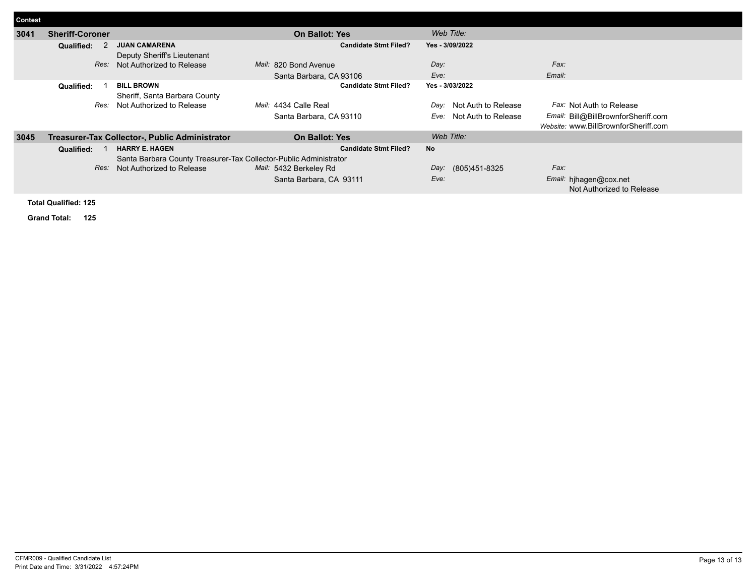| Contest | | | | | | |
|---|---|---|---|---|---|---|
| **3041** | **Sheriff-Coroner** | | **On Ballot: Yes** | | *Web Title:* | |
| | **Qualified:** 2 | **JUAN CAMARENA** | | **Candidate Stmt Filed?** | **Yes - 3/09/2022** | |
| | | Deputy Sheriff's Lieutenant | | | | |
| | *Res:* | Not Authorized to Release | *Mail:* 820 Bond Avenue | | *Day:* | *Fax:* |
| | | | Santa Barbara, CA 93106 | | *Eve:* | *Email:* |
| | **Qualified:** 1 | **BILL BROWN** | | **Candidate Stmt Filed?** | **Yes - 3/03/2022** | |
| | | Sheriff, Santa Barbara County | | | | |
| | *Res:* | Not Authorized to Release | *Mail:* 4434 Calle Real | | *Day:* Not Auth to Release | *Fax:* Not Auth to Release |
| | | | Santa Barbara, CA 93110 | | *Eve:* Not Auth to Release | *Email:* Bill@BillBrownforSheriff.com |
| | | | | | | *Website:* www.BillBrownforSheriff.com |
| **3045** | **Treasurer-Tax Collector-, Public Administrator** | | **On Ballot: Yes** | | *Web Title:* | |
| | **Qualified:** 1 | **HARRY E. HAGEN** | | **Candidate Stmt Filed?** | **No** | |
| | | Santa Barbara County Treasurer-Tax Collector-Public Administrator | | | | |
| | *Res:* | Not Authorized to Release | *Mail:* 5432 Berkeley Rd | | *Day:* (805)451-8325 | *Fax:* |
| | | | Santa Barbara, CA 93111 | | *Eve:* | *Email:* hjhagen@cox.net |
| | | | | | | Not Authorized to Release |

**Total Qualified: 125**

**Grand Total: 125**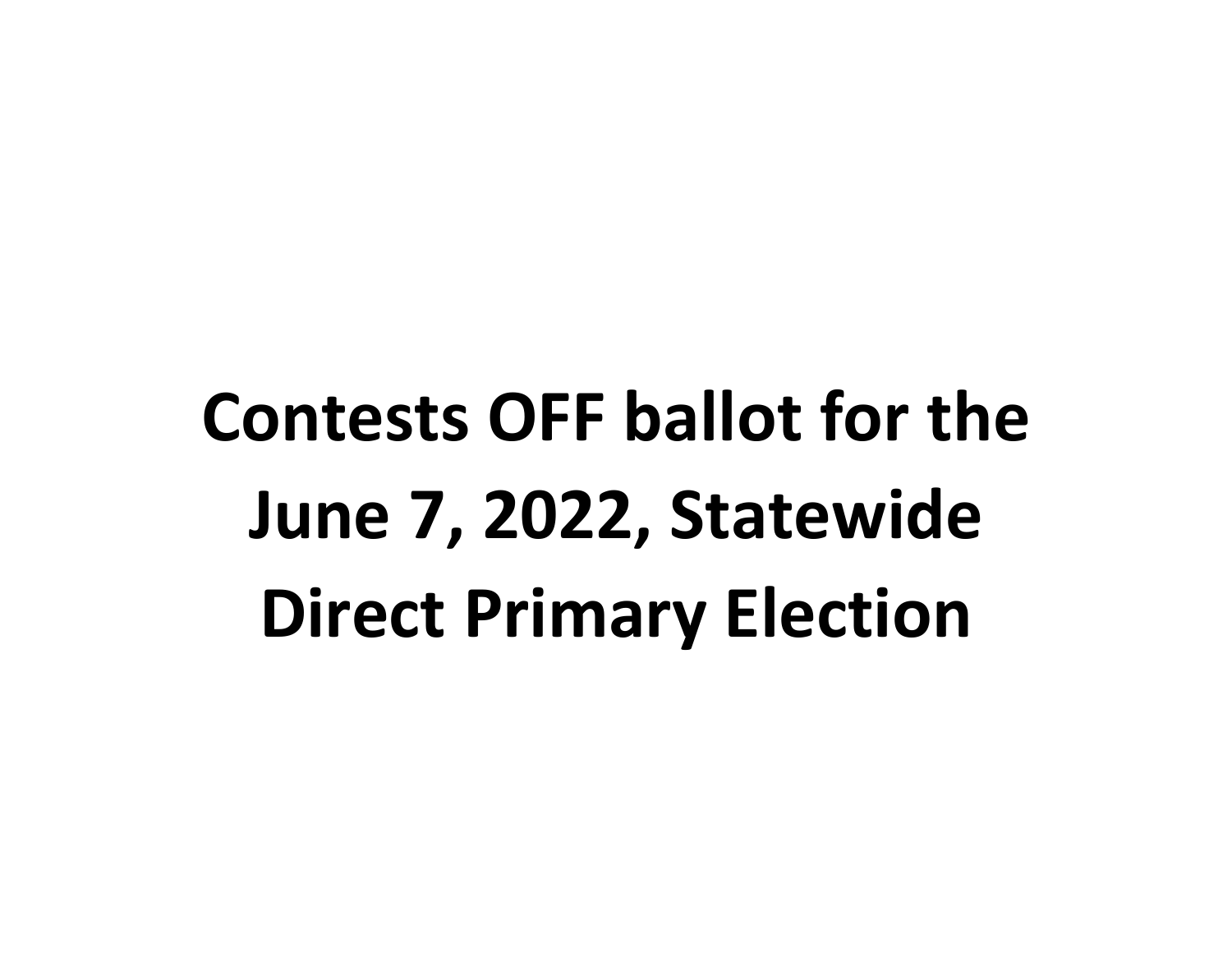# Contests OFF ballot for the June 7, 2022, Statewide Direct Primary Election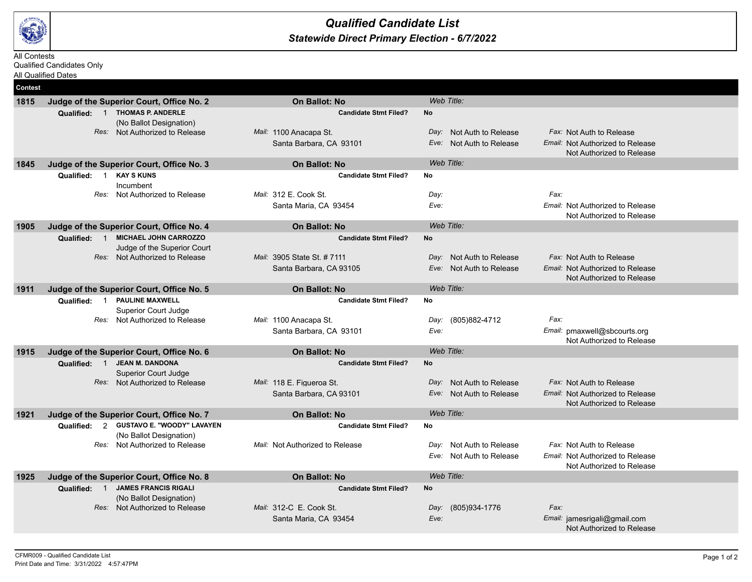# Qualified Candidate List

## Statewide Direct Primary Election - 6/7/2022

All Contests
Qualified Candidates Only
All Qualified Dates

**Contest**

### 1815 Judge of the Superior Court, Office No. 2 — On Ballot: No — *Web Title:*

**Qualified:** 1 **THOMAS P. ANDERLE** — **Candidate Stmt Filed?** **No**
(No Ballot Designation)
*Res:* Not Authorized to Release
*Mail:* 1100 Anacapa St., Santa Barbara, CA 93101
*Day:* Not Auth to Release
*Eve:* Not Auth to Release
*Fax:* Not Auth to Release
*Email:* Not Authorized to Release
Not Authorized to Release

### 1845 Judge of the Superior Court, Office No. 3 — On Ballot: No — *Web Title:*

**Qualified:** 1 **KAY S KUNS** — **Candidate Stmt Filed?** **No**
Incumbent
*Res:* Not Authorized to Release
*Mail:* 312 E. Cook St., Santa Maria, CA 93454
*Day:*
*Eve:*
*Fax:*
*Email:* Not Authorized to Release
Not Authorized to Release

### 1905 Judge of the Superior Court, Office No. 4 — On Ballot: No — *Web Title:*

**Qualified:** 1 **MICHAEL JOHN CARROZZO** — **Candidate Stmt Filed?** **No**
Judge of the Superior Court
*Res:* Not Authorized to Release
*Mail:* 3905 State St. # 7111, Santa Barbara, CA 93105
*Day:* Not Auth to Release
*Eve:* Not Auth to Release
*Fax:* Not Auth to Release
*Email:* Not Authorized to Release
Not Authorized to Release

### 1911 Judge of the Superior Court, Office No. 5 — On Ballot: No — *Web Title:*

**Qualified:** 1 **PAULINE MAXWELL** — **Candidate Stmt Filed?** **No**
Superior Court Judge
*Res:* Not Authorized to Release
*Mail:* 1100 Anacapa St., Santa Barbara, CA 93101
*Day:* (805)882-4712
*Eve:*
*Fax:*
*Email:* pmaxwell@sbcourts.org
Not Authorized to Release

### 1915 Judge of the Superior Court, Office No. 6 — On Ballot: No — *Web Title:*

**Qualified:** 1 **JEAN M. DANDONA** — **Candidate Stmt Filed?** **No**
Superior Court Judge
*Res:* Not Authorized to Release
*Mail:* 118 E. Figueroa St., Santa Barbara, CA 93101
*Day:* Not Auth to Release
*Eve:* Not Auth to Release
*Fax:* Not Auth to Release
*Email:* Not Authorized to Release
Not Authorized to Release

### 1921 Judge of the Superior Court, Office No. 7 — On Ballot: No — *Web Title:*

**Qualified:** 2 **GUSTAVO E. "WOODY" LAVAYEN** — **Candidate Stmt Filed?** **No**
(No Ballot Designation)
*Res:* Not Authorized to Release
*Mail:* Not Authorized to Release
*Day:* Not Auth to Release
*Eve:* Not Auth to Release
*Fax:* Not Auth to Release
*Email:* Not Authorized to Release
Not Authorized to Release

### 1925 Judge of the Superior Court, Office No. 8 — On Ballot: No — *Web Title:*

**Qualified:** 1 **JAMES FRANCIS RIGALI** — **Candidate Stmt Filed?** **No**
(No Ballot Designation)
*Res:* Not Authorized to Release
*Mail:* 312-C E. Cook St., Santa Maria, CA 93454
*Day:* (805)934-1776
*Eve:*
*Fax:*
*Email:* jamesrigali@gmail.com
Not Authorized to Release

CFMR009 - Qualified Candidate List
Print Date and Time: 3/31/2022 4:57:47PM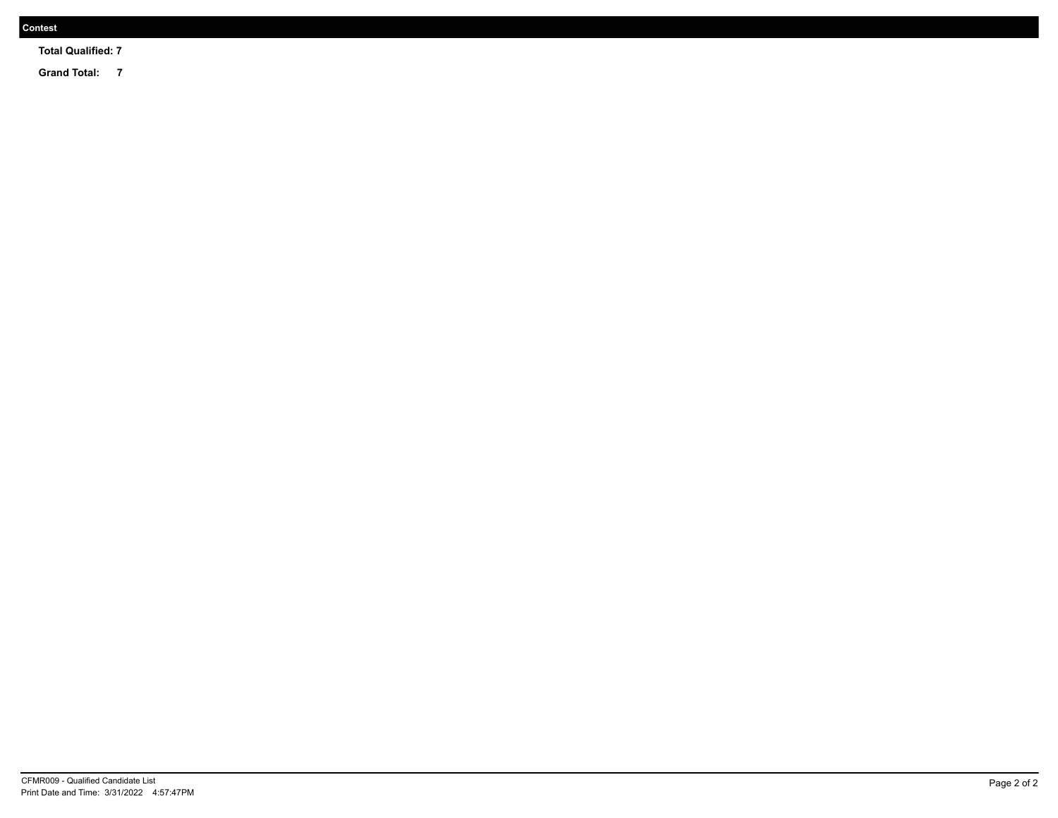**Contest**

**Total Qualified: 7**

**Grand Total: 7**